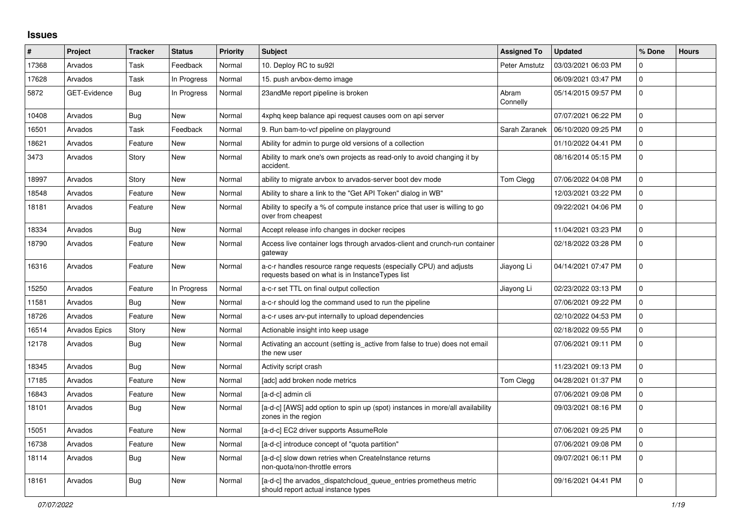## Issues

| # | Project | Tracker | Status | Priority | Subject | Assigned To | Updated | % Done | Hours |
|---|---|---|---|---|---|---|---|---|---|
| 17368 | Arvados | Task | Feedback | Normal | 10. Deploy RC to su92l | Peter Amstutz | 03/03/2021 06:03 PM | 0 | |
| 17628 | Arvados | Task | In Progress | Normal | 15. push arvbox-demo image | | 06/09/2021 03:47 PM | 0 | |
| 5872 | GET-Evidence | Bug | In Progress | Normal | 23andMe report pipeline is broken | Abram Connelly | 05/14/2015 09:57 PM | 0 | |
| 10408 | Arvados | Bug | New | Normal | 4xphq keep balance api request causes oom on api server | | 07/07/2021 06:22 PM | 0 | |
| 16501 | Arvados | Task | Feedback | Normal | 9. Run bam-to-vcf pipeline on playground | Sarah Zaranek | 06/10/2020 09:25 PM | 0 | |
| 18621 | Arvados | Feature | New | Normal | Ability for admin to purge old versions of a collection | | 01/10/2022 04:41 PM | 0 | |
| 3473 | Arvados | Story | New | Normal | Ability to mark one's own projects as read-only to avoid changing it by accident. | | 08/16/2014 05:15 PM | 0 | |
| 18997 | Arvados | Story | New | Normal | ability to migrate arvbox to arvados-server boot dev mode | Tom Clegg | 07/06/2022 04:08 PM | 0 | |
| 18548 | Arvados | Feature | New | Normal | Ability to share a link to the "Get API Token" dialog in WB" | | 12/03/2021 03:22 PM | 0 | |
| 18181 | Arvados | Feature | New | Normal | Ability to specify a % of compute instance price that user is willing to go over from cheapest | | 09/22/2021 04:06 PM | 0 | |
| 18334 | Arvados | Bug | New | Normal | Accept release info changes in docker recipes | | 11/04/2021 03:23 PM | 0 | |
| 18790 | Arvados | Feature | New | Normal | Access live container logs through arvados-client and crunch-run container gateway | | 02/18/2022 03:28 PM | 0 | |
| 16316 | Arvados | Feature | New | Normal | a-c-r handles resource range requests (especially CPU) and adjusts requests based on what is in InstanceTypes list | Jiayong Li | 04/14/2021 07:47 PM | 0 | |
| 15250 | Arvados | Feature | In Progress | Normal | a-c-r set TTL on final output collection | Jiayong Li | 02/23/2022 03:13 PM | 0 | |
| 11581 | Arvados | Bug | New | Normal | a-c-r should log the command used to run the pipeline | | 07/06/2021 09:22 PM | 0 | |
| 18726 | Arvados | Feature | New | Normal | a-c-r uses arv-put internally to upload dependencies | | 02/10/2022 04:53 PM | 0 | |
| 16514 | Arvados Epics | Story | New | Normal | Actionable insight into keep usage | | 02/18/2022 09:55 PM | 0 | |
| 12178 | Arvados | Bug | New | Normal | Activating an account (setting is_active from false to true) does not email the new user | | 07/06/2021 09:11 PM | 0 | |
| 18345 | Arvados | Bug | New | Normal | Activity script crash | | 11/23/2021 09:13 PM | 0 | |
| 17185 | Arvados | Feature | New | Normal | [adc] add broken node metrics | Tom Clegg | 04/28/2021 01:37 PM | 0 | |
| 16843 | Arvados | Feature | New | Normal | [a-d-c] admin cli | | 07/06/2021 09:08 PM | 0 | |
| 18101 | Arvados | Bug | New | Normal | [a-d-c] [AWS] add option to spin up (spot) instances in more/all availability zones in the region | | 09/03/2021 08:16 PM | 0 | |
| 15051 | Arvados | Feature | New | Normal | [a-d-c] EC2 driver supports AssumeRole | | 07/06/2021 09:25 PM | 0 | |
| 16738 | Arvados | Feature | New | Normal | [a-d-c] introduce concept of "quota partition" | | 07/06/2021 09:08 PM | 0 | |
| 18114 | Arvados | Bug | New | Normal | [a-d-c] slow down retries when CreateInstance returns non-quota/non-throttle errors | | 09/07/2021 06:11 PM | 0 | |
| 18161 | Arvados | Bug | New | Normal | [a-d-c] the arvados_dispatchcloud_queue_entries prometheus metric should report actual instance types | | 09/16/2021 04:41 PM | 0 | |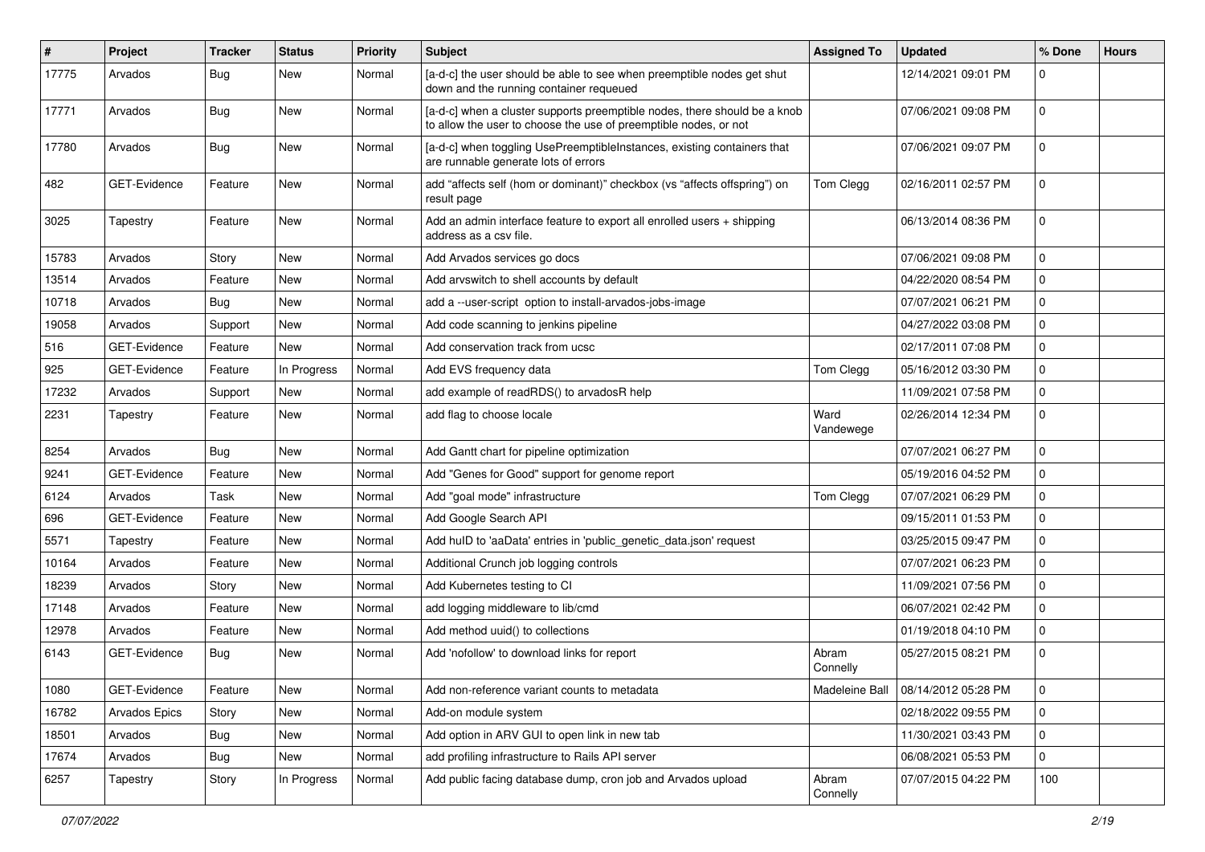| # | Project | Tracker | Status | Priority | Subject | Assigned To | Updated | % Done | Hours |
|---|---|---|---|---|---|---|---|---|---|
| 17775 | Arvados | Bug | New | Normal | [a-d-c] the user should be able to see when preemptible nodes get shut down and the running container requeued | | 12/14/2021 09:01 PM | 0 | |
| 17771 | Arvados | Bug | New | Normal | [a-d-c] when a cluster supports preemptible nodes, there should be a knob to allow the user to choose the use of preemptible nodes, or not | | 07/06/2021 09:08 PM | 0 | |
| 17780 | Arvados | Bug | New | Normal | [a-d-c] when toggling UsePreemptibleInstances, existing containers that are runnable generate lots of errors | | 07/06/2021 09:07 PM | 0 | |
| 482 | GET-Evidence | Feature | New | Normal | add “affects self (hom or dominant)” checkbox (vs “affects offspring”) on result page | Tom Clegg | 02/16/2011 02:57 PM | 0 | |
| 3025 | Tapestry | Feature | New | Normal | Add an admin interface feature to export all enrolled users + shipping address as a csv file. | | 06/13/2014 08:36 PM | 0 | |
| 15783 | Arvados | Story | New | Normal | Add Arvados services go docs | | 07/06/2021 09:08 PM | 0 | |
| 13514 | Arvados | Feature | New | Normal | Add arvswitch to shell accounts by default | | 04/22/2020 08:54 PM | 0 | |
| 10718 | Arvados | Bug | New | Normal | add a --user-script option to install-arvados-jobs-image | | 07/07/2021 06:21 PM | 0 | |
| 19058 | Arvados | Support | New | Normal | Add code scanning to jenkins pipeline | | 04/27/2022 03:08 PM | 0 | |
| 516 | GET-Evidence | Feature | New | Normal | Add conservation track from ucsc | | 02/17/2011 07:08 PM | 0 | |
| 925 | GET-Evidence | Feature | In Progress | Normal | Add EVS frequency data | Tom Clegg | 05/16/2012 03:30 PM | 0 | |
| 17232 | Arvados | Support | New | Normal | add example of readRDS() to arvadosR help | | 11/09/2021 07:58 PM | 0 | |
| 2231 | Tapestry | Feature | New | Normal | add flag to choose locale | Ward Vandewege | 02/26/2014 12:34 PM | 0 | |
| 8254 | Arvados | Bug | New | Normal | Add Gantt chart for pipeline optimization | | 07/07/2021 06:27 PM | 0 | |
| 9241 | GET-Evidence | Feature | New | Normal | Add "Genes for Good" support for genome report | | 05/19/2016 04:52 PM | 0 | |
| 6124 | Arvados | Task | New | Normal | Add "goal mode" infrastructure | Tom Clegg | 07/07/2021 06:29 PM | 0 | |
| 696 | GET-Evidence | Feature | New | Normal | Add Google Search API | | 09/15/2011 01:53 PM | 0 | |
| 5571 | Tapestry | Feature | New | Normal | Add huID to 'aaData' entries in 'public_genetic_data.json' request | | 03/25/2015 09:47 PM | 0 | |
| 10164 | Arvados | Feature | New | Normal | Additional Crunch job logging controls | | 07/07/2021 06:23 PM | 0 | |
| 18239 | Arvados | Story | New | Normal | Add Kubernetes testing to CI | | 11/09/2021 07:56 PM | 0 | |
| 17148 | Arvados | Feature | New | Normal | add logging middleware to lib/cmd | | 06/07/2021 02:42 PM | 0 | |
| 12978 | Arvados | Feature | New | Normal | Add method uuid() to collections | | 01/19/2018 04:10 PM | 0 | |
| 6143 | GET-Evidence | Bug | New | Normal | Add 'nofollow' to download links for report | Abram Connelly | 05/27/2015 08:21 PM | 0 | |
| 1080 | GET-Evidence | Feature | New | Normal | Add non-reference variant counts to metadata | Madeleine Ball | 08/14/2012 05:28 PM | 0 | |
| 16782 | Arvados Epics | Story | New | Normal | Add-on module system | | 02/18/2022 09:55 PM | 0 | |
| 18501 | Arvados | Bug | New | Normal | Add option in ARV GUI to open link in new tab | | 11/30/2021 03:43 PM | 0 | |
| 17674 | Arvados | Bug | New | Normal | add profiling infrastructure to Rails API server | | 06/08/2021 05:53 PM | 0 | |
| 6257 | Tapestry | Story | In Progress | Normal | Add public facing database dump, cron job and Arvados upload | Abram Connelly | 07/07/2015 04:22 PM | 100 | |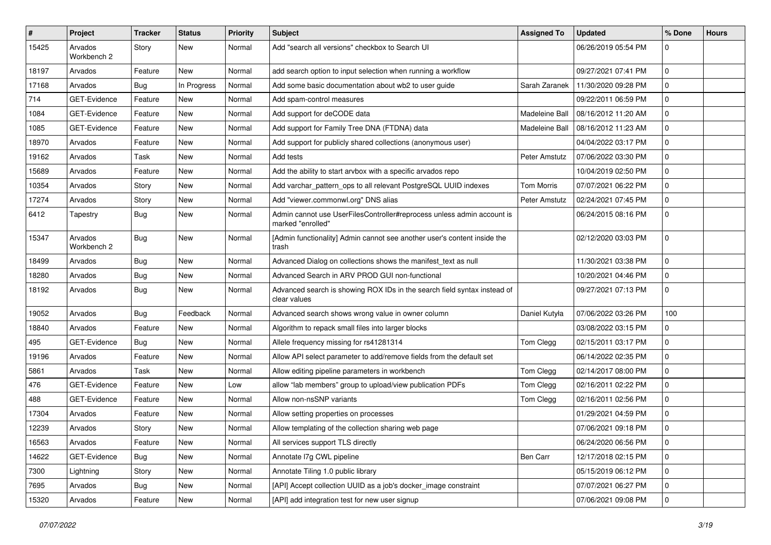| # | Project | Tracker | Status | Priority | Subject | Assigned To | Updated | % Done | Hours |
|---|---|---|---|---|---|---|---|---|---|
| 15425 | Arvados Workbench 2 | Story | New | Normal | Add "search all versions" checkbox to Search UI | | 06/26/2019 05:54 PM | 0 | |
| 18197 | Arvados | Feature | New | Normal | add search option to input selection when running a workflow | | 09/27/2021 07:41 PM | 0 | |
| 17168 | Arvados | Bug | In Progress | Normal | Add some basic documentation about wb2 to user guide | Sarah Zaranek | 11/30/2020 09:28 PM | 0 | |
| 714 | GET-Evidence | Feature | New | Normal | Add spam-control measures | | 09/22/2011 06:59 PM | 0 | |
| 1084 | GET-Evidence | Feature | New | Normal | Add support for deCODE data | Madeleine Ball | 08/16/2012 11:20 AM | 0 | |
| 1085 | GET-Evidence | Feature | New | Normal | Add support for Family Tree DNA (FTDNA) data | Madeleine Ball | 08/16/2012 11:23 AM | 0 | |
| 18970 | Arvados | Feature | New | Normal | Add support for publicly shared collections (anonymous user) | | 04/04/2022 03:17 PM | 0 | |
| 19162 | Arvados | Task | New | Normal | Add tests | Peter Amstutz | 07/06/2022 03:30 PM | 0 | |
| 15689 | Arvados | Feature | New | Normal | Add the ability to start arvbox with a specific arvados repo | | 10/04/2019 02:50 PM | 0 | |
| 10354 | Arvados | Story | New | Normal | Add varchar_pattern_ops to all relevant PostgreSQL UUID indexes | Tom Morris | 07/07/2021 06:22 PM | 0 | |
| 17274 | Arvados | Story | New | Normal | Add "viewer.commonwl.org" DNS alias | Peter Amstutz | 02/24/2021 07:45 PM | 0 | |
| 6412 | Tapestry | Bug | New | Normal | Admin cannot use UserFilesController#reprocess unless admin account is marked "enrolled" | | 06/24/2015 08:16 PM | 0 | |
| 15347 | Arvados Workbench 2 | Bug | New | Normal | [Admin functionality] Admin cannot see another user's content inside the trash | | 02/12/2020 03:03 PM | 0 | |
| 18499 | Arvados | Bug | New | Normal | Advanced Dialog on collections shows the manifest_text as null | | 11/30/2021 03:38 PM | 0 | |
| 18280 | Arvados | Bug | New | Normal | Advanced Search in ARV PROD GUI non-functional | | 10/20/2021 04:46 PM | 0 | |
| 18192 | Arvados | Bug | New | Normal | Advanced search is showing ROX IDs in the search field syntax instead of clear values | | 09/27/2021 07:13 PM | 0 | |
| 19052 | Arvados | Bug | Feedback | Normal | Advanced search shows wrong value in owner column | Daniel Kutyła | 07/06/2022 03:26 PM | 100 | |
| 18840 | Arvados | Feature | New | Normal | Algorithm to repack small files into larger blocks | | 03/08/2022 03:15 PM | 0 | |
| 495 | GET-Evidence | Bug | New | Normal | Allele frequency missing for rs41281314 | Tom Clegg | 02/15/2011 03:17 PM | 0 | |
| 19196 | Arvados | Feature | New | Normal | Allow API select parameter to add/remove fields from the default set | | 06/14/2022 02:35 PM | 0 | |
| 5861 | Arvados | Task | New | Normal | Allow editing pipeline parameters in workbench | Tom Clegg | 02/14/2017 08:00 PM | 0 | |
| 476 | GET-Evidence | Feature | New | Low | allow "lab members" group to upload/view publication PDFs | Tom Clegg | 02/16/2011 02:22 PM | 0 | |
| 488 | GET-Evidence | Feature | New | Normal | Allow non-nsSNP variants | Tom Clegg | 02/16/2011 02:56 PM | 0 | |
| 17304 | Arvados | Feature | New | Normal | Allow setting properties on processes | | 01/29/2021 04:59 PM | 0 | |
| 12239 | Arvados | Story | New | Normal | Allow templating of the collection sharing web page | | 07/06/2021 09:18 PM | 0 | |
| 16563 | Arvados | Feature | New | Normal | All services support TLS directly | | 06/24/2020 06:56 PM | 0 | |
| 14622 | GET-Evidence | Bug | New | Normal | Annotate l7g CWL pipeline | Ben Carr | 12/17/2018 02:15 PM | 0 | |
| 7300 | Lightning | Story | New | Normal | Annotate Tiling 1.0 public library | | 05/15/2019 06:12 PM | 0 | |
| 7695 | Arvados | Bug | New | Normal | [API] Accept collection UUID as a job's docker_image constraint | | 07/07/2021 06:27 PM | 0 | |
| 15320 | Arvados | Feature | New | Normal | [API] add integration test for new user signup | | 07/06/2021 09:08 PM | 0 | |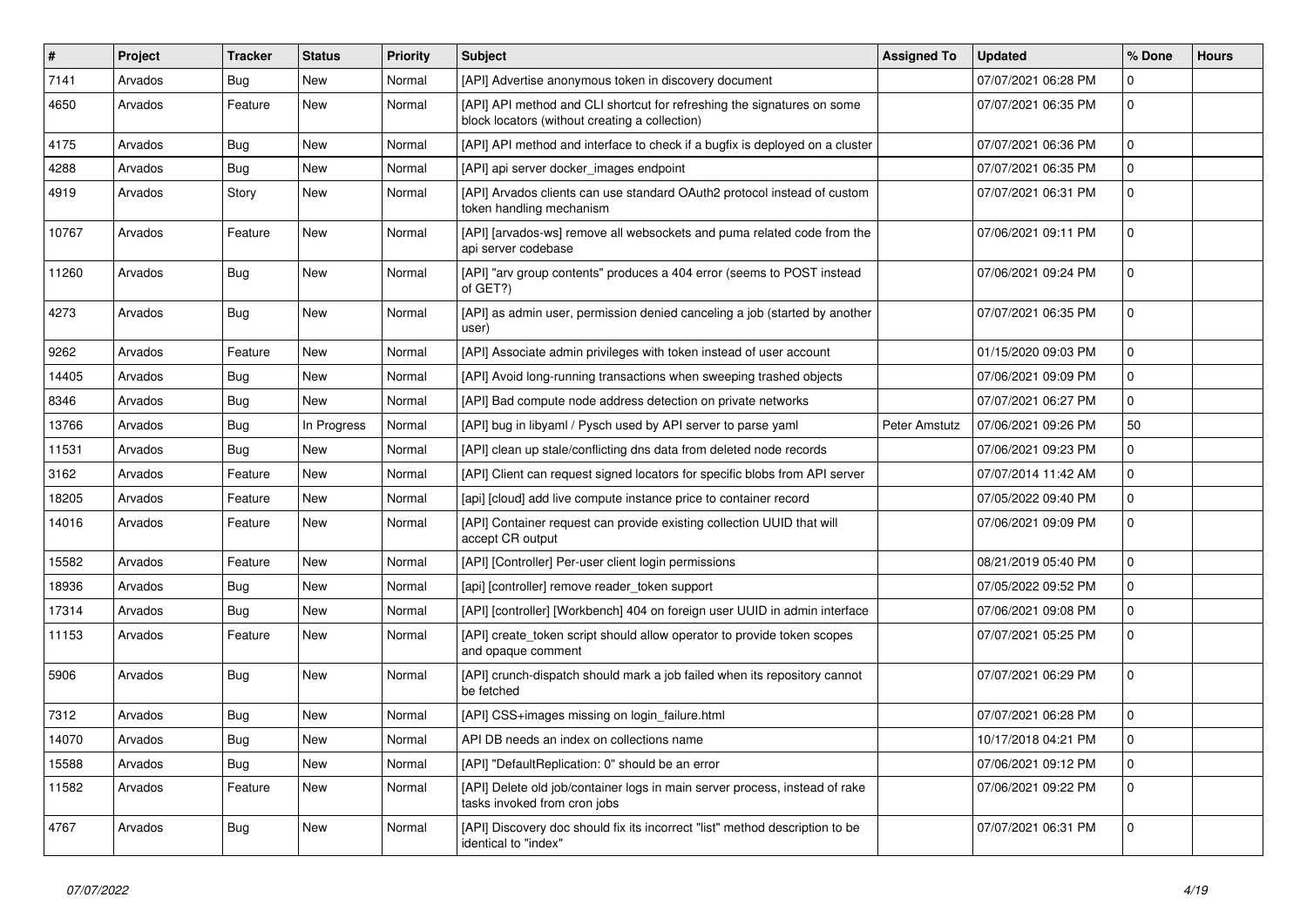| # | Project | Tracker | Status | Priority | Subject | Assigned To | Updated | % Done | Hours |
|---|---|---|---|---|---|---|---|---|---|
| 7141 | Arvados | Bug | New | Normal | [API] Advertise anonymous token in discovery document | | 07/07/2021 06:28 PM | 0 | |
| 4650 | Arvados | Feature | New | Normal | [API] API method and CLI shortcut for refreshing the signatures on some block locators (without creating a collection) | | 07/07/2021 06:35 PM | 0 | |
| 4175 | Arvados | Bug | New | Normal | [API] API method and interface to check if a bugfix is deployed on a cluster | | 07/07/2021 06:36 PM | 0 | |
| 4288 | Arvados | Bug | New | Normal | [API] api server docker_images endpoint | | 07/07/2021 06:35 PM | 0 | |
| 4919 | Arvados | Story | New | Normal | [API] Arvados clients can use standard OAuth2 protocol instead of custom token handling mechanism | | 07/07/2021 06:31 PM | 0 | |
| 10767 | Arvados | Feature | New | Normal | [API] [arvados-ws] remove all websockets and puma related code from the api server codebase | | 07/06/2021 09:11 PM | 0 | |
| 11260 | Arvados | Bug | New | Normal | [API] "arv group contents" produces a 404 error (seems to POST instead of GET?) | | 07/06/2021 09:24 PM | 0 | |
| 4273 | Arvados | Bug | New | Normal | [API] as admin user, permission denied canceling a job (started by another user) | | 07/07/2021 06:35 PM | 0 | |
| 9262 | Arvados | Feature | New | Normal | [API] Associate admin privileges with token instead of user account | | 01/15/2020 09:03 PM | 0 | |
| 14405 | Arvados | Bug | New | Normal | [API] Avoid long-running transactions when sweeping trashed objects | | 07/06/2021 09:09 PM | 0 | |
| 8346 | Arvados | Bug | New | Normal | [API] Bad compute node address detection on private networks | | 07/07/2021 06:27 PM | 0 | |
| 13766 | Arvados | Bug | In Progress | Normal | [API] bug in libyaml / Pysch used by API server to parse yaml | Peter Amstutz | 07/06/2021 09:26 PM | 50 | |
| 11531 | Arvados | Bug | New | Normal | [API] clean up stale/conflicting dns data from deleted node records | | 07/06/2021 09:23 PM | 0 | |
| 3162 | Arvados | Feature | New | Normal | [API] Client can request signed locators for specific blobs from API server | | 07/07/2014 11:42 AM | 0 | |
| 18205 | Arvados | Feature | New | Normal | [api] [cloud] add live compute instance price to container record | | 07/05/2022 09:40 PM | 0 | |
| 14016 | Arvados | Feature | New | Normal | [API] Container request can provide existing collection UUID that will accept CR output | | 07/06/2021 09:09 PM | 0 | |
| 15582 | Arvados | Feature | New | Normal | [API] [Controller] Per-user client login permissions | | 08/21/2019 05:40 PM | 0 | |
| 18936 | Arvados | Bug | New | Normal | [api] [controller] remove reader_token support | | 07/05/2022 09:52 PM | 0 | |
| 17314 | Arvados | Bug | New | Normal | [API] [controller] [Workbench] 404 on foreign user UUID in admin interface | | 07/06/2021 09:08 PM | 0 | |
| 11153 | Arvados | Feature | New | Normal | [API] create_token script should allow operator to provide token scopes and opaque comment | | 07/07/2021 05:25 PM | 0 | |
| 5906 | Arvados | Bug | New | Normal | [API] crunch-dispatch should mark a job failed when its repository cannot be fetched | | 07/07/2021 06:29 PM | 0 | |
| 7312 | Arvados | Bug | New | Normal | [API] CSS+images missing on login_failure.html | | 07/07/2021 06:28 PM | 0 | |
| 14070 | Arvados | Bug | New | Normal | API DB needs an index on collections name | | 10/17/2018 04:21 PM | 0 | |
| 15588 | Arvados | Bug | New | Normal | [API] "DefaultReplication: 0" should be an error | | 07/06/2021 09:12 PM | 0 | |
| 11582 | Arvados | Feature | New | Normal | [API] Delete old job/container logs in main server process, instead of rake tasks invoked from cron jobs | | 07/06/2021 09:22 PM | 0 | |
| 4767 | Arvados | Bug | New | Normal | [API] Discovery doc should fix its incorrect "list" method description to be identical to "index" | | 07/07/2021 06:31 PM | 0 | |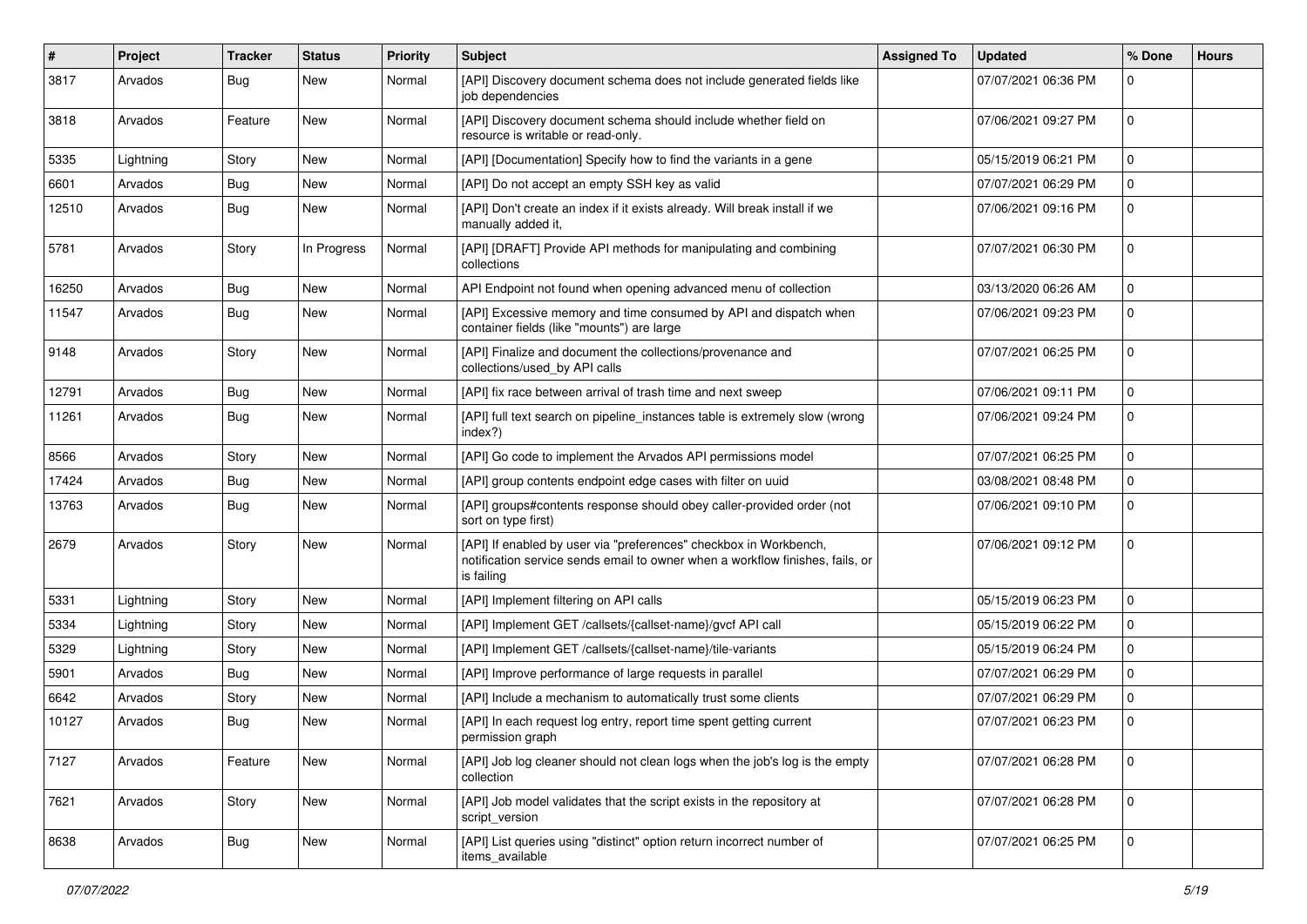| # | Project | Tracker | Status | Priority | Subject | Assigned To | Updated | % Done | Hours |
|---|---|---|---|---|---|---|---|---|---|
| 3817 | Arvados | Bug | New | Normal | [API] Discovery document schema does not include generated fields like job dependencies | | 07/07/2021 06:36 PM | 0 | |
| 3818 | Arvados | Feature | New | Normal | [API] Discovery document schema should include whether field on resource is writable or read-only. | | 07/06/2021 09:27 PM | 0 | |
| 5335 | Lightning | Story | New | Normal | [API] [Documentation] Specify how to find the variants in a gene | | 05/15/2019 06:21 PM | 0 | |
| 6601 | Arvados | Bug | New | Normal | [API] Do not accept an empty SSH key as valid | | 07/07/2021 06:29 PM | 0 | |
| 12510 | Arvados | Bug | New | Normal | [API] Don't create an index if it exists already. Will break install if we manually added it, | | 07/06/2021 09:16 PM | 0 | |
| 5781 | Arvados | Story | In Progress | Normal | [API] [DRAFT] Provide API methods for manipulating and combining collections | | 07/07/2021 06:30 PM | 0 | |
| 16250 | Arvados | Bug | New | Normal | API Endpoint not found when opening advanced menu of collection | | 03/13/2020 06:26 AM | 0 | |
| 11547 | Arvados | Bug | New | Normal | [API] Excessive memory and time consumed by API and dispatch when container fields (like "mounts") are large | | 07/06/2021 09:23 PM | 0 | |
| 9148 | Arvados | Story | New | Normal | [API] Finalize and document the collections/provenance and collections/used_by API calls | | 07/07/2021 06:25 PM | 0 | |
| 12791 | Arvados | Bug | New | Normal | [API] fix race between arrival of trash time and next sweep | | 07/06/2021 09:11 PM | 0 | |
| 11261 | Arvados | Bug | New | Normal | [API] full text search on pipeline_instances table is extremely slow (wrong index?) | | 07/06/2021 09:24 PM | 0 | |
| 8566 | Arvados | Story | New | Normal | [API] Go code to implement the Arvados API permissions model | | 07/07/2021 06:25 PM | 0 | |
| 17424 | Arvados | Bug | New | Normal | [API] group contents endpoint edge cases with filter on uuid | | 03/08/2021 08:48 PM | 0 | |
| 13763 | Arvados | Bug | New | Normal | [API] groups#contents response should obey caller-provided order (not sort on type first) | | 07/06/2021 09:10 PM | 0 | |
| 2679 | Arvados | Story | New | Normal | [API] If enabled by user via "preferences" checkbox in Workbench, notification service sends email to owner when a workflow finishes, fails, or is failing | | 07/06/2021 09:12 PM | 0 | |
| 5331 | Lightning | Story | New | Normal | [API] Implement filtering on API calls | | 05/15/2019 06:23 PM | 0 | |
| 5334 | Lightning | Story | New | Normal | [API] Implement GET /callsets/{callset-name}/gvcf API call | | 05/15/2019 06:22 PM | 0 | |
| 5329 | Lightning | Story | New | Normal | [API] Implement GET /callsets/{callset-name}/tile-variants | | 05/15/2019 06:24 PM | 0 | |
| 5901 | Arvados | Bug | New | Normal | [API] Improve performance of large requests in parallel | | 07/07/2021 06:29 PM | 0 | |
| 6642 | Arvados | Story | New | Normal | [API] Include a mechanism to automatically trust some clients | | 07/07/2021 06:29 PM | 0 | |
| 10127 | Arvados | Bug | New | Normal | [API] In each request log entry, report time spent getting current permission graph | | 07/07/2021 06:23 PM | 0 | |
| 7127 | Arvados | Feature | New | Normal | [API] Job log cleaner should not clean logs when the job's log is the empty collection | | 07/07/2021 06:28 PM | 0 | |
| 7621 | Arvados | Story | New | Normal | [API] Job model validates that the script exists in the repository at script_version | | 07/07/2021 06:28 PM | 0 | |
| 8638 | Arvados | Bug | New | Normal | [API] List queries using "distinct" option return incorrect number of items_available | | 07/07/2021 06:25 PM | 0 | |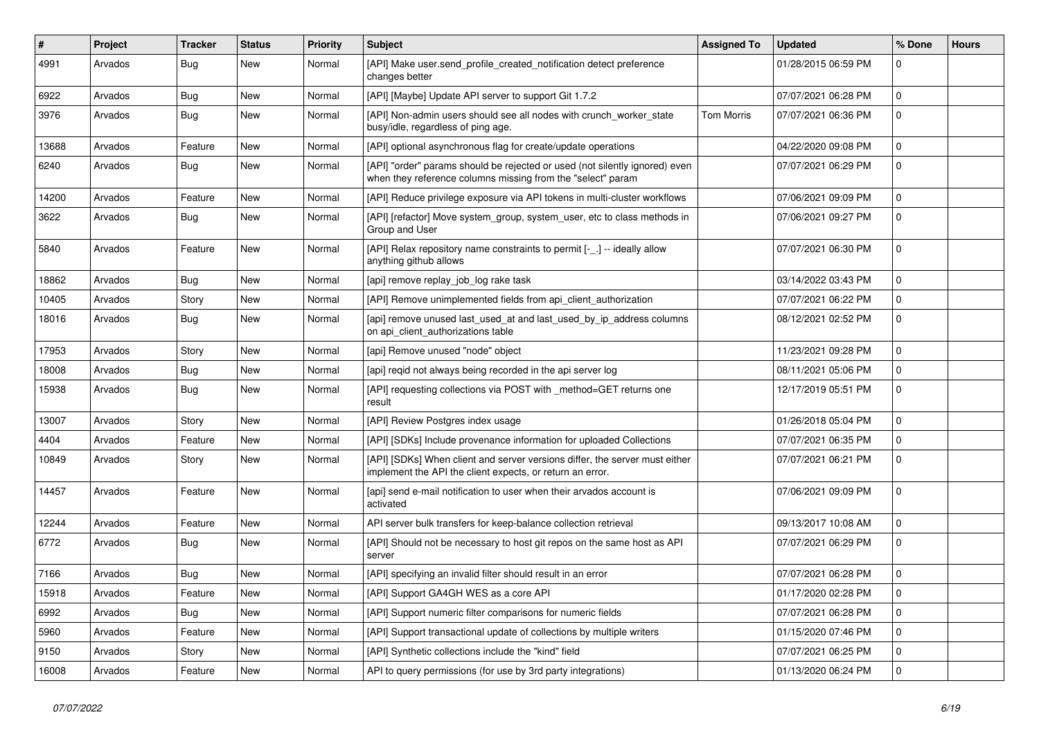| # | Project | Tracker | Status | Priority | Subject | Assigned To | Updated | % Done | Hours |
|---|---|---|---|---|---|---|---|---|---|
| 4991 | Arvados | Bug | New | Normal | [API] Make user.send_profile_created_notification detect preference changes better | | 01/28/2015 06:59 PM | 0 | |
| 6922 | Arvados | Bug | New | Normal | [API] [Maybe] Update API server to support Git 1.7.2 | | 07/07/2021 06:28 PM | 0 | |
| 3976 | Arvados | Bug | New | Normal | [API] Non-admin users should see all nodes with crunch_worker_state busy/idle, regardless of ping age. | Tom Morris | 07/07/2021 06:36 PM | 0 | |
| 13688 | Arvados | Feature | New | Normal | [API] optional asynchronous flag for create/update operations | | 04/22/2020 09:08 PM | 0 | |
| 6240 | Arvados | Bug | New | Normal | [API] "order" params should be rejected or used (not silently ignored) even when they reference columns missing from the "select" param | | 07/07/2021 06:29 PM | 0 | |
| 14200 | Arvados | Feature | New | Normal | [API] Reduce privilege exposure via API tokens in multi-cluster workflows | | 07/06/2021 09:09 PM | 0 | |
| 3622 | Arvados | Bug | New | Normal | [API] [refactor] Move system_group, system_user, etc to class methods in Group and User | | 07/06/2021 09:27 PM | 0 | |
| 5840 | Arvados | Feature | New | Normal | [API] Relax repository name constraints to permit [-_.] -- ideally allow anything github allows | | 07/07/2021 06:30 PM | 0 | |
| 18862 | Arvados | Bug | New | Normal | [api] remove replay_job_log rake task | | 03/14/2022 03:43 PM | 0 | |
| 10405 | Arvados | Story | New | Normal | [API] Remove unimplemented fields from api_client_authorization | | 07/07/2021 06:22 PM | 0 | |
| 18016 | Arvados | Bug | New | Normal | [api] remove unused last_used_at and last_used_by_ip_address columns on api_client_authorizations table | | 08/12/2021 02:52 PM | 0 | |
| 17953 | Arvados | Story | New | Normal | [api] Remove unused "node" object | | 11/23/2021 09:28 PM | 0 | |
| 18008 | Arvados | Bug | New | Normal | [api] reqid not always being recorded in the api server log | | 08/11/2021 05:06 PM | 0 | |
| 15938 | Arvados | Bug | New | Normal | [API] requesting collections via POST with _method=GET returns one result | | 12/17/2019 05:51 PM | 0 | |
| 13007 | Arvados | Story | New | Normal | [API] Review Postgres index usage | | 01/26/2018 05:04 PM | 0 | |
| 4404 | Arvados | Feature | New | Normal | [API] [SDKs] Include provenance information for uploaded Collections | | 07/07/2021 06:35 PM | 0 | |
| 10849 | Arvados | Story | New | Normal | [API] [SDKs] When client and server versions differ, the server must either implement the API the client expects, or return an error. | | 07/07/2021 06:21 PM | 0 | |
| 14457 | Arvados | Feature | New | Normal | [api] send e-mail notification to user when their arvados account is activated | | 07/06/2021 09:09 PM | 0 | |
| 12244 | Arvados | Feature | New | Normal | API server bulk transfers for keep-balance collection retrieval | | 09/13/2017 10:08 AM | 0 | |
| 6772 | Arvados | Bug | New | Normal | [API] Should not be necessary to host git repos on the same host as API server | | 07/07/2021 06:29 PM | 0 | |
| 7166 | Arvados | Bug | New | Normal | [API] specifying an invalid filter should result in an error | | 07/07/2021 06:28 PM | 0 | |
| 15918 | Arvados | Feature | New | Normal | [API] Support GA4GH WES as a core API | | 01/17/2020 02:28 PM | 0 | |
| 6992 | Arvados | Bug | New | Normal | [API] Support numeric filter comparisons for numeric fields | | 07/07/2021 06:28 PM | 0 | |
| 5960 | Arvados | Feature | New | Normal | [API] Support transactional update of collections by multiple writers | | 01/15/2020 07:46 PM | 0 | |
| 9150 | Arvados | Story | New | Normal | [API] Synthetic collections include the "kind" field | | 07/07/2021 06:25 PM | 0 | |
| 16008 | Arvados | Feature | New | Normal | API to query permissions (for use by 3rd party integrations) | | 01/13/2020 06:24 PM | 0 | |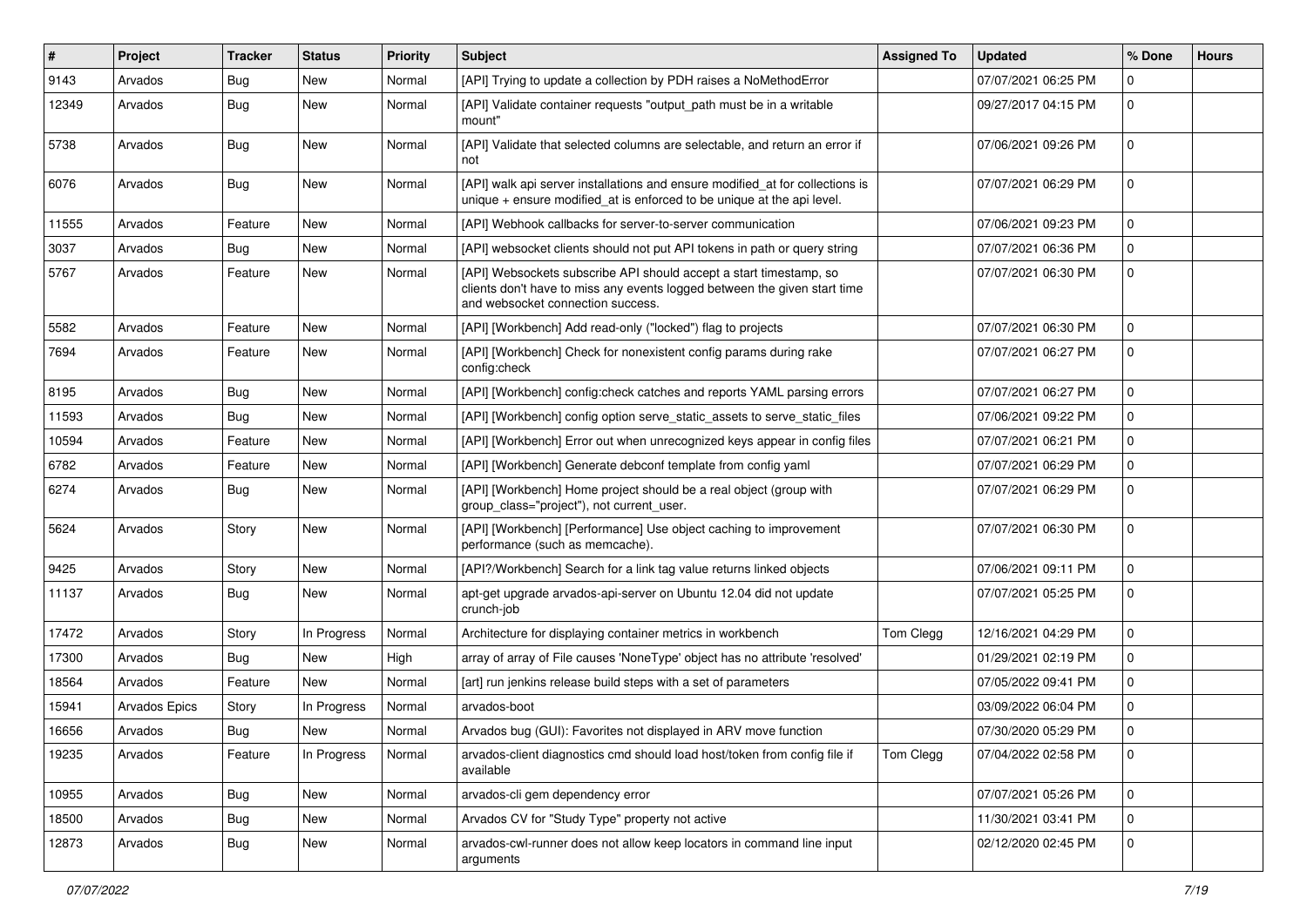| # | Project | Tracker | Status | Priority | Subject | Assigned To | Updated | % Done | Hours |
|---|---|---|---|---|---|---|---|---|---|
| 9143 | Arvados | Bug | New | Normal | [API] Trying to update a collection by PDH raises a NoMethodError | | 07/07/2021 06:25 PM | 0 | |
| 12349 | Arvados | Bug | New | Normal | [API] Validate container requests "output_path must be in a writable mount" | | 09/27/2017 04:15 PM | 0 | |
| 5738 | Arvados | Bug | New | Normal | [API] Validate that selected columns are selectable, and return an error if not | | 07/06/2021 09:26 PM | 0 | |
| 6076 | Arvados | Bug | New | Normal | [API] walk api server installations and ensure modified_at for collections is unique + ensure modified_at is enforced to be unique at the api level. | | 07/07/2021 06:29 PM | 0 | |
| 11555 | Arvados | Feature | New | Normal | [API] Webhook callbacks for server-to-server communication | | 07/06/2021 09:23 PM | 0 | |
| 3037 | Arvados | Bug | New | Normal | [API] websocket clients should not put API tokens in path or query string | | 07/07/2021 06:36 PM | 0 | |
| 5767 | Arvados | Feature | New | Normal | [API] Websockets subscribe API should accept a start timestamp, so clients don't have to miss any events logged between the given start time and websocket connection success. | | 07/07/2021 06:30 PM | 0 | |
| 5582 | Arvados | Feature | New | Normal | [API] [Workbench] Add read-only ("locked") flag to projects | | 07/07/2021 06:30 PM | 0 | |
| 7694 | Arvados | Feature | New | Normal | [API] [Workbench] Check for nonexistent config params during rake config:check | | 07/07/2021 06:27 PM | 0 | |
| 8195 | Arvados | Bug | New | Normal | [API] [Workbench] config:check catches and reports YAML parsing errors | | 07/07/2021 06:27 PM | 0 | |
| 11593 | Arvados | Bug | New | Normal | [API] [Workbench] config option serve_static_assets to serve_static_files | | 07/06/2021 09:22 PM | 0 | |
| 10594 | Arvados | Feature | New | Normal | [API] [Workbench] Error out when unrecognized keys appear in config files | | 07/07/2021 06:21 PM | 0 | |
| 6782 | Arvados | Feature | New | Normal | [API] [Workbench] Generate debconf template from config yaml | | 07/07/2021 06:29 PM | 0 | |
| 6274 | Arvados | Bug | New | Normal | [API] [Workbench] Home project should be a real object (group with group_class="project"), not current_user. | | 07/07/2021 06:29 PM | 0 | |
| 5624 | Arvados | Story | New | Normal | [API] [Workbench] [Performance] Use object caching to improvement performance (such as memcache). | | 07/07/2021 06:30 PM | 0 | |
| 9425 | Arvados | Story | New | Normal | [API?/Workbench] Search for a link tag value returns linked objects | | 07/06/2021 09:11 PM | 0 | |
| 11137 | Arvados | Bug | New | Normal | apt-get upgrade arvados-api-server on Ubuntu 12.04 did not update crunch-job | | 07/07/2021 05:25 PM | 0 | |
| 17472 | Arvados | Story | In Progress | Normal | Architecture for displaying container metrics in workbench | Tom Clegg | 12/16/2021 04:29 PM | 0 | |
| 17300 | Arvados | Bug | New | High | array of array of File causes 'NoneType' object has no attribute 'resolved' | | 01/29/2021 02:19 PM | 0 | |
| 18564 | Arvados | Feature | New | Normal | [art] run jenkins release build steps with a set of parameters | | 07/05/2022 09:41 PM | 0 | |
| 15941 | Arvados Epics | Story | In Progress | Normal | arvados-boot | | 03/09/2022 06:04 PM | 0 | |
| 16656 | Arvados | Bug | New | Normal | Arvados bug (GUI): Favorites not displayed in ARV move function | | 07/30/2020 05:29 PM | 0 | |
| 19235 | Arvados | Feature | In Progress | Normal | arvados-client diagnostics cmd should load host/token from config file if available | Tom Clegg | 07/04/2022 02:58 PM | 0 | |
| 10955 | Arvados | Bug | New | Normal | arvados-cli gem dependency error | | 07/07/2021 05:26 PM | 0 | |
| 18500 | Arvados | Bug | New | Normal | Arvados CV for "Study Type" property not active | | 11/30/2021 03:41 PM | 0 | |
| 12873 | Arvados | Bug | New | Normal | arvados-cwl-runner does not allow keep locators in command line input arguments | | 02/12/2020 02:45 PM | 0 | |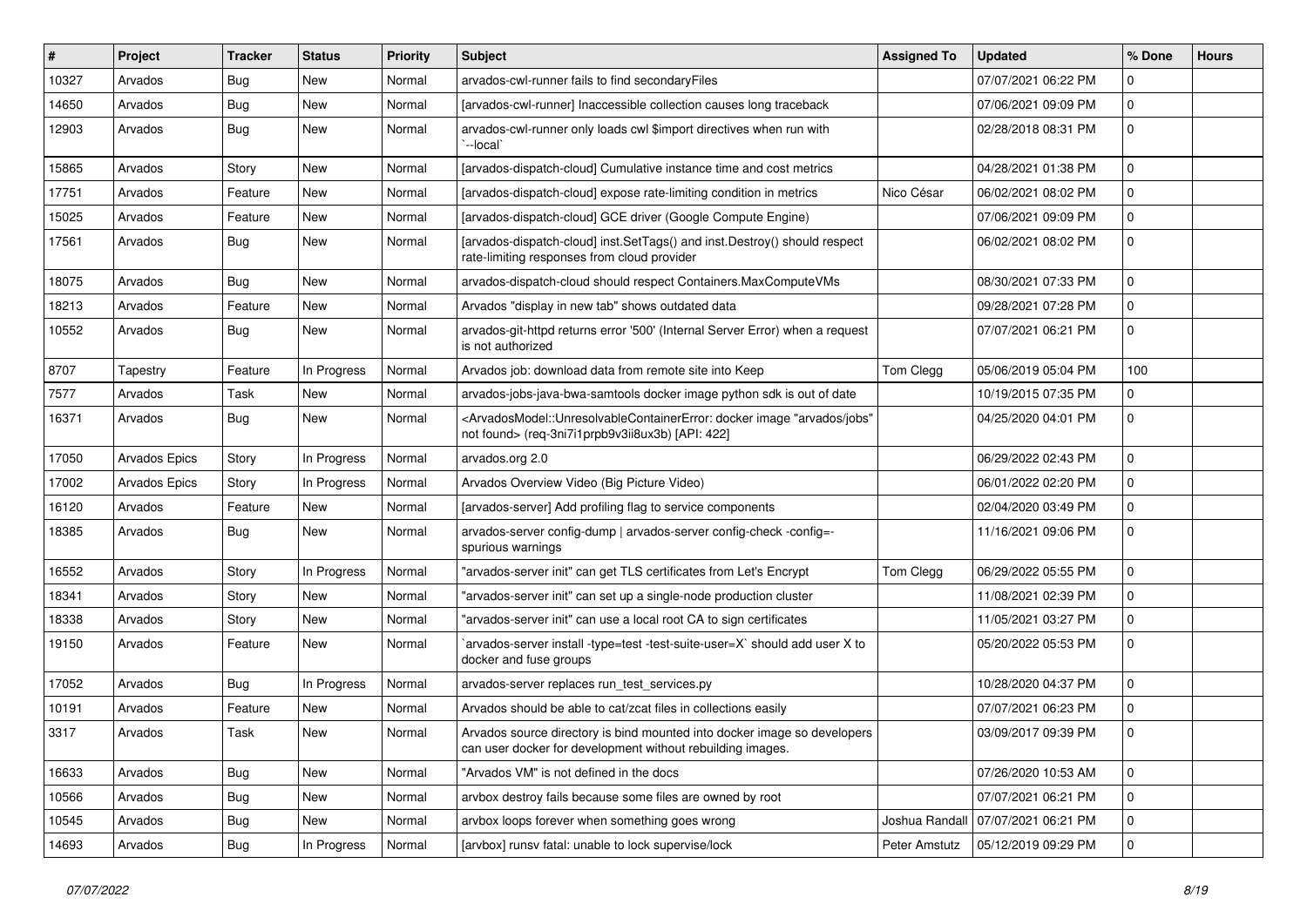| # | Project | Tracker | Status | Priority | Subject | Assigned To | Updated | % Done | Hours |
|---|---|---|---|---|---|---|---|---|---|
| 10327 | Arvados | Bug | New | Normal | arvados-cwl-runner fails to find secondaryFiles | | 07/07/2021 06:22 PM | 0 | |
| 14650 | Arvados | Bug | New | Normal | [arvados-cwl-runner] Inaccessible collection causes long traceback | | 07/06/2021 09:09 PM | 0 | |
| 12903 | Arvados | Bug | New | Normal | arvados-cwl-runner only loads cwl $import directives when run with `--local` | | 02/28/2018 08:31 PM | 0 | |
| 15865 | Arvados | Story | New | Normal | [arvados-dispatch-cloud] Cumulative instance time and cost metrics | | 04/28/2021 01:38 PM | 0 | |
| 17751 | Arvados | Feature | New | Normal | [arvados-dispatch-cloud] expose rate-limiting condition in metrics | Nico César | 06/02/2021 08:02 PM | 0 | |
| 15025 | Arvados | Feature | New | Normal | [arvados-dispatch-cloud] GCE driver (Google Compute Engine) | | 07/06/2021 09:09 PM | 0 | |
| 17561 | Arvados | Bug | New | Normal | [arvados-dispatch-cloud] inst.SetTags() and inst.Destroy() should respect rate-limiting responses from cloud provider | | 06/02/2021 08:02 PM | 0 | |
| 18075 | Arvados | Bug | New | Normal | arvados-dispatch-cloud should respect Containers.MaxComputeVMs | | 08/30/2021 07:33 PM | 0 | |
| 18213 | Arvados | Feature | New | Normal | Arvados "display in new tab" shows outdated data | | 09/28/2021 07:28 PM | 0 | |
| 10552 | Arvados | Bug | New | Normal | arvados-git-httpd returns error '500' (Internal Server Error) when a request is not authorized | | 07/07/2021 06:21 PM | 0 | |
| 8707 | Tapestry | Feature | In Progress | Normal | Arvados job: download data from remote site into Keep | Tom Clegg | 05/06/2019 05:04 PM | 100 | |
| 7577 | Arvados | Task | New | Normal | arvados-jobs-java-bwa-samtools docker image python sdk is out of date | | 10/19/2015 07:35 PM | 0 | |
| 16371 | Arvados | Bug | New | Normal | <ArvadosModel::UnresolvableContainerError: docker image "arvados/jobs" not found> (req-3ni7i1prpb9v3ii8ux3b) [API: 422] | | 04/25/2020 04:01 PM | 0 | |
| 17050 | Arvados Epics | Story | In Progress | Normal | arvados.org 2.0 | | 06/29/2022 02:43 PM | 0 | |
| 17002 | Arvados Epics | Story | In Progress | Normal | Arvados Overview Video (Big Picture Video) | | 06/01/2022 02:20 PM | 0 | |
| 16120 | Arvados | Feature | New | Normal | [arvados-server] Add profiling flag to service components | | 02/04/2020 03:49 PM | 0 | |
| 18385 | Arvados | Bug | New | Normal | arvados-server config-dump \| arvados-server config-check -config=- spurious warnings | | 11/16/2021 09:06 PM | 0 | |
| 16552 | Arvados | Story | In Progress | Normal | "arvados-server init" can get TLS certificates from Let's Encrypt | Tom Clegg | 06/29/2022 05:55 PM | 0 | |
| 18341 | Arvados | Story | New | Normal | "arvados-server init" can set up a single-node production cluster | | 11/08/2021 02:39 PM | 0 | |
| 18338 | Arvados | Story | New | Normal | "arvados-server init" can use a local root CA to sign certificates | | 11/05/2021 03:27 PM | 0 | |
| 19150 | Arvados | Feature | New | Normal | `arvados-server install -type=test -test-suite-user=X` should add user X to docker and fuse groups | | 05/20/2022 05:53 PM | 0 | |
| 17052 | Arvados | Bug | In Progress | Normal | arvados-server replaces run_test_services.py | | 10/28/2020 04:37 PM | 0 | |
| 10191 | Arvados | Feature | New | Normal | Arvados should be able to cat/zcat files in collections easily | | 07/07/2021 06:23 PM | 0 | |
| 3317 | Arvados | Task | New | Normal | Arvados source directory is bind mounted into docker image so developers can user docker for development without rebuilding images. | | 03/09/2017 09:39 PM | 0 | |
| 16633 | Arvados | Bug | New | Normal | "Arvados VM" is not defined in the docs | | 07/26/2020 10:53 AM | 0 | |
| 10566 | Arvados | Bug | New | Normal | arvbox destroy fails because some files are owned by root | | 07/07/2021 06:21 PM | 0 | |
| 10545 | Arvados | Bug | New | Normal | arvbox loops forever when something goes wrong | Joshua Randall | 07/07/2021 06:21 PM | 0 | |
| 14693 | Arvados | Bug | In Progress | Normal | [arvbox] runsv fatal: unable to lock supervise/lock | Peter Amstutz | 05/12/2019 09:29 PM | 0 | |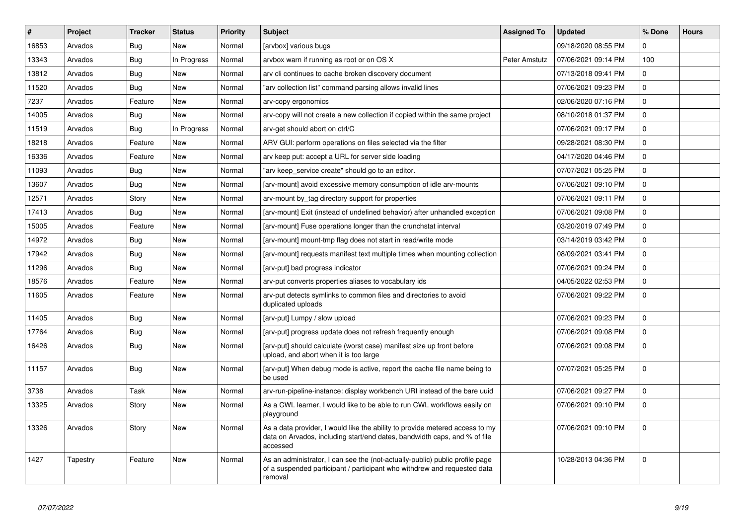| # | Project | Tracker | Status | Priority | Subject | Assigned To | Updated | % Done | Hours |
|---|---|---|---|---|---|---|---|---|---|
| 16853 | Arvados | Bug | New | Normal | [arvbox] various bugs | | 09/18/2020 08:55 PM | 0 | |
| 13343 | Arvados | Bug | In Progress | Normal | arvbox warn if running as root or on OS X | Peter Amstutz | 07/06/2021 09:14 PM | 100 | |
| 13812 | Arvados | Bug | New | Normal | arv cli continues to cache broken discovery document | | 07/13/2018 09:41 PM | 0 | |
| 11520 | Arvados | Bug | New | Normal | "arv collection list" command parsing allows invalid lines | | 07/06/2021 09:23 PM | 0 | |
| 7237 | Arvados | Feature | New | Normal | arv-copy ergonomics | | 02/06/2020 07:16 PM | 0 | |
| 14005 | Arvados | Bug | New | Normal | arv-copy will not create a new collection if copied within the same project | | 08/10/2018 01:37 PM | 0 | |
| 11519 | Arvados | Bug | In Progress | Normal | arv-get should abort on ctrl/C | | 07/06/2021 09:17 PM | 0 | |
| 18218 | Arvados | Feature | New | Normal | ARV GUI: perform operations on files selected via the filter | | 09/28/2021 08:30 PM | 0 | |
| 16336 | Arvados | Feature | New | Normal | arv keep put: accept a URL for server side loading | | 04/17/2020 04:46 PM | 0 | |
| 11093 | Arvados | Bug | New | Normal | "arv keep_service create" should go to an editor. | | 07/07/2021 05:25 PM | 0 | |
| 13607 | Arvados | Bug | New | Normal | [arv-mount] avoid excessive memory consumption of idle arv-mounts | | 07/06/2021 09:10 PM | 0 | |
| 12571 | Arvados | Story | New | Normal | arv-mount by_tag directory support for properties | | 07/06/2021 09:11 PM | 0 | |
| 17413 | Arvados | Bug | New | Normal | [arv-mount] Exit (instead of undefined behavior) after unhandled exception | | 07/06/2021 09:08 PM | 0 | |
| 15005 | Arvados | Feature | New | Normal | [arv-mount] Fuse operations longer than the crunchstat interval | | 03/20/2019 07:49 PM | 0 | |
| 14972 | Arvados | Bug | New | Normal | [arv-mount] mount-tmp flag does not start in read/write mode | | 03/14/2019 03:42 PM | 0 | |
| 17942 | Arvados | Bug | New | Normal | [arv-mount] requests manifest text multiple times when mounting collection | | 08/09/2021 03:41 PM | 0 | |
| 11296 | Arvados | Bug | New | Normal | [arv-put] bad progress indicator | | 07/06/2021 09:24 PM | 0 | |
| 18576 | Arvados | Feature | New | Normal | arv-put converts properties aliases to vocabulary ids | | 04/05/2022 02:53 PM | 0 | |
| 11605 | Arvados | Feature | New | Normal | arv-put detects symlinks to common files and directories to avoid duplicated uploads | | 07/06/2021 09:22 PM | 0 | |
| 11405 | Arvados | Bug | New | Normal | [arv-put] Lumpy / slow upload | | 07/06/2021 09:23 PM | 0 | |
| 17764 | Arvados | Bug | New | Normal | [arv-put] progress update does not refresh frequently enough | | 07/06/2021 09:08 PM | 0 | |
| 16426 | Arvados | Bug | New | Normal | [arv-put] should calculate (worst case) manifest size up front before upload, and abort when it is too large | | 07/06/2021 09:08 PM | 0 | |
| 11157 | Arvados | Bug | New | Normal | [arv-put] When debug mode is active, report the cache file name being to be used | | 07/07/2021 05:25 PM | 0 | |
| 3738 | Arvados | Task | New | Normal | arv-run-pipeline-instance: display workbench URI instead of the bare uuid | | 07/06/2021 09:27 PM | 0 | |
| 13325 | Arvados | Story | New | Normal | As a CWL learner, I would like to be able to run CWL workflows easily on playground | | 07/06/2021 09:10 PM | 0 | |
| 13326 | Arvados | Story | New | Normal | As a data provider, I would like the ability to provide metered access to my data on Arvados, including start/end dates, bandwidth caps, and % of file accessed | | 07/06/2021 09:10 PM | 0 | |
| 1427 | Tapestry | Feature | New | Normal | As an administrator, I can see the (not-actually-public) public profile page of a suspended participant / participant who withdrew and requested data removal | | 10/28/2013 04:36 PM | 0 | |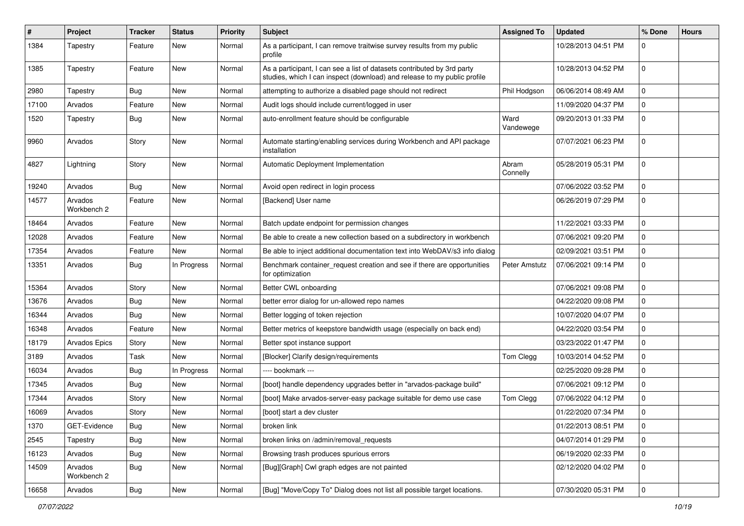| # | Project | Tracker | Status | Priority | Subject | Assigned To | Updated | % Done | Hours |
|---|---|---|---|---|---|---|---|---|---|
| 1384 | Tapestry | Feature | New | Normal | As a participant, I can remove traitwise survey results from my public profile | | 10/28/2013 04:51 PM | 0 | |
| 1385 | Tapestry | Feature | New | Normal | As a participant, I can see a list of datasets contributed by 3rd party studies, which I can inspect (download) and release to my public profile | | 10/28/2013 04:52 PM | 0 | |
| 2980 | Tapestry | Bug | New | Normal | attempting to authorize a disabled page should not redirect | Phil Hodgson | 06/06/2014 08:49 AM | 0 | |
| 17100 | Arvados | Feature | New | Normal | Audit logs should include current/logged in user | | 11/09/2020 04:37 PM | 0 | |
| 1520 | Tapestry | Bug | New | Normal | auto-enrollment feature should be configurable | Ward Vandewege | 09/20/2013 01:33 PM | 0 | |
| 9960 | Arvados | Story | New | Normal | Automate starting/enabling services during Workbench and API package installation | | 07/07/2021 06:23 PM | 0 | |
| 4827 | Lightning | Story | New | Normal | Automatic Deployment Implementation | Abram Connelly | 05/28/2019 05:31 PM | 0 | |
| 19240 | Arvados | Bug | New | Normal | Avoid open redirect in login process | | 07/06/2022 03:52 PM | 0 | |
| 14577 | Arvados Workbench 2 | Feature | New | Normal | [Backend] User name | | 06/26/2019 07:29 PM | 0 | |
| 18464 | Arvados | Feature | New | Normal | Batch update endpoint for permission changes | | 11/22/2021 03:33 PM | 0 | |
| 12028 | Arvados | Feature | New | Normal | Be able to create a new collection based on a subdirectory in workbench | | 07/06/2021 09:20 PM | 0 | |
| 17354 | Arvados | Feature | New | Normal | Be able to inject additional documentation text into WebDAV/s3 info dialog | | 02/09/2021 03:51 PM | 0 | |
| 13351 | Arvados | Bug | In Progress | Normal | Benchmark container_request creation and see if there are opportunities for optimization | Peter Amstutz | 07/06/2021 09:14 PM | 0 | |
| 15364 | Arvados | Story | New | Normal | Better CWL onboarding | | 07/06/2021 09:08 PM | 0 | |
| 13676 | Arvados | Bug | New | Normal | better error dialog for un-allowed repo names | | 04/22/2020 09:08 PM | 0 | |
| 16344 | Arvados | Bug | New | Normal | Better logging of token rejection | | 10/07/2020 04:07 PM | 0 | |
| 16348 | Arvados | Feature | New | Normal | Better metrics of keepstore bandwidth usage (especially on back end) | | 04/22/2020 03:54 PM | 0 | |
| 18179 | Arvados Epics | Story | New | Normal | Better spot instance support | | 03/23/2022 01:47 PM | 0 | |
| 3189 | Arvados | Task | New | Normal | [Blocker] Clarify design/requirements | Tom Clegg | 10/03/2014 04:52 PM | 0 | |
| 16034 | Arvados | Bug | In Progress | Normal | ---- bookmark --- | | 02/25/2020 09:28 PM | 0 | |
| 17345 | Arvados | Bug | New | Normal | [boot] handle dependency upgrades better in "arvados-package build" | | 07/06/2021 09:12 PM | 0 | |
| 17344 | Arvados | Story | New | Normal | [boot] Make arvados-server-easy package suitable for demo use case | Tom Clegg | 07/06/2022 04:12 PM | 0 | |
| 16069 | Arvados | Story | New | Normal | [boot] start a dev cluster | | 01/22/2020 07:34 PM | 0 | |
| 1370 | GET-Evidence | Bug | New | Normal | broken link | | 01/22/2013 08:51 PM | 0 | |
| 2545 | Tapestry | Bug | New | Normal | broken links on /admin/removal_requests | | 04/07/2014 01:29 PM | 0 | |
| 16123 | Arvados | Bug | New | Normal | Browsing trash produces spurious errors | | 06/19/2020 02:33 PM | 0 | |
| 14509 | Arvados Workbench 2 | Bug | New | Normal | [Bug][Graph] Cwl graph edges are not painted | | 02/12/2020 04:02 PM | 0 | |
| 16658 | Arvados | Bug | New | Normal | [Bug] "Move/Copy To" Dialog does not list all possible target locations. | | 07/30/2020 05:31 PM | 0 | |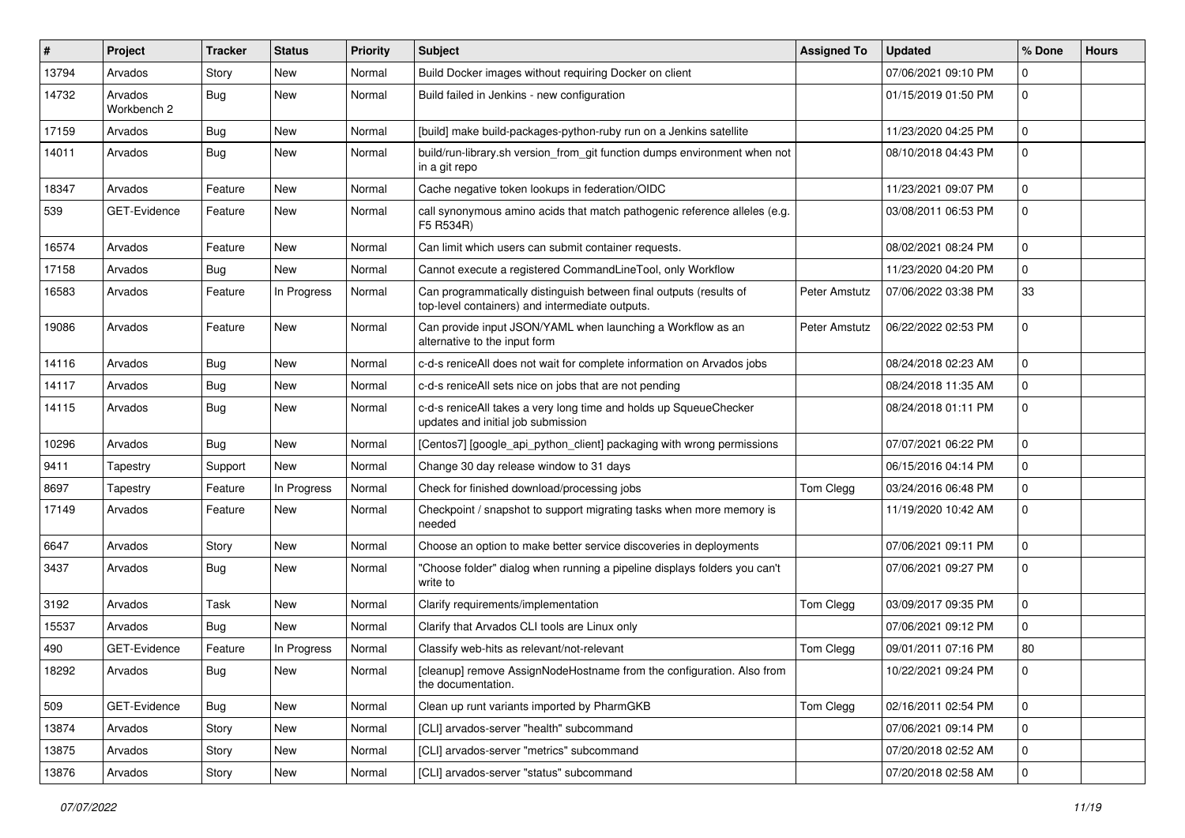| # | Project | Tracker | Status | Priority | Subject | Assigned To | Updated | % Done | Hours |
|---|---|---|---|---|---|---|---|---|---|
| 13794 | Arvados | Story | New | Normal | Build Docker images without requiring Docker on client | | 07/06/2021 09:10 PM | 0 | |
| 14732 | Arvados Workbench 2 | Bug | New | Normal | Build failed in Jenkins - new configuration | | 01/15/2019 01:50 PM | 0 | |
| 17159 | Arvados | Bug | New | Normal | [build] make build-packages-python-ruby run on a Jenkins satellite | | 11/23/2020 04:25 PM | 0 | |
| 14011 | Arvados | Bug | New | Normal | build/run-library.sh version_from_git function dumps environment when not in a git repo | | 08/10/2018 04:43 PM | 0 | |
| 18347 | Arvados | Feature | New | Normal | Cache negative token lookups in federation/OIDC | | 11/23/2021 09:07 PM | 0 | |
| 539 | GET-Evidence | Feature | New | Normal | call synonymous amino acids that match pathogenic reference alleles (e.g. F5 R534R) | | 03/08/2011 06:53 PM | 0 | |
| 16574 | Arvados | Feature | New | Normal | Can limit which users can submit container requests. | | 08/02/2021 08:24 PM | 0 | |
| 17158 | Arvados | Bug | New | Normal | Cannot execute a registered CommandLineTool, only Workflow | | 11/23/2020 04:20 PM | 0 | |
| 16583 | Arvados | Feature | In Progress | Normal | Can programmatically distinguish between final outputs (results of top-level containers) and intermediate outputs. | Peter Amstutz | 07/06/2022 03:38 PM | 33 | |
| 19086 | Arvados | Feature | New | Normal | Can provide input JSON/YAML when launching a Workflow as an alternative to the input form | Peter Amstutz | 06/22/2022 02:53 PM | 0 | |
| 14116 | Arvados | Bug | New | Normal | c-d-s reniceAll does not wait for complete information on Arvados jobs | | 08/24/2018 02:23 AM | 0 | |
| 14117 | Arvados | Bug | New | Normal | c-d-s reniceAll sets nice on jobs that are not pending | | 08/24/2018 11:35 AM | 0 | |
| 14115 | Arvados | Bug | New | Normal | c-d-s reniceAll takes a very long time and holds up SqueueChecker updates and initial job submission | | 08/24/2018 01:11 PM | 0 | |
| 10296 | Arvados | Bug | New | Normal | [Centos7] [google_api_python_client] packaging with wrong permissions | | 07/07/2021 06:22 PM | 0 | |
| 9411 | Tapestry | Support | New | Normal | Change 30 day release window to 31 days | | 06/15/2016 04:14 PM | 0 | |
| 8697 | Tapestry | Feature | In Progress | Normal | Check for finished download/processing jobs | Tom Clegg | 03/24/2016 06:48 PM | 0 | |
| 17149 | Arvados | Feature | New | Normal | Checkpoint / snapshot to support migrating tasks when more memory is needed | | 11/19/2020 10:42 AM | 0 | |
| 6647 | Arvados | Story | New | Normal | Choose an option to make better service discoveries in deployments | | 07/06/2021 09:11 PM | 0 | |
| 3437 | Arvados | Bug | New | Normal | "Choose folder" dialog when running a pipeline displays folders you can't write to | | 07/06/2021 09:27 PM | 0 | |
| 3192 | Arvados | Task | New | Normal | Clarify requirements/implementation | Tom Clegg | 03/09/2017 09:35 PM | 0 | |
| 15537 | Arvados | Bug | New | Normal | Clarify that Arvados CLI tools are Linux only | | 07/06/2021 09:12 PM | 0 | |
| 490 | GET-Evidence | Feature | In Progress | Normal | Classify web-hits as relevant/not-relevant | Tom Clegg | 09/01/2011 07:16 PM | 80 | |
| 18292 | Arvados | Bug | New | Normal | [cleanup] remove AssignNodeHostname from the configuration. Also from the documentation. | | 10/22/2021 09:24 PM | 0 | |
| 509 | GET-Evidence | Bug | New | Normal | Clean up runt variants imported by PharmGKB | Tom Clegg | 02/16/2011 02:54 PM | 0 | |
| 13874 | Arvados | Story | New | Normal | [CLI] arvados-server "health" subcommand | | 07/06/2021 09:14 PM | 0 | |
| 13875 | Arvados | Story | New | Normal | [CLI] arvados-server "metrics" subcommand | | 07/20/2018 02:52 AM | 0 | |
| 13876 | Arvados | Story | New | Normal | [CLI] arvados-server "status" subcommand | | 07/20/2018 02:58 AM | 0 | |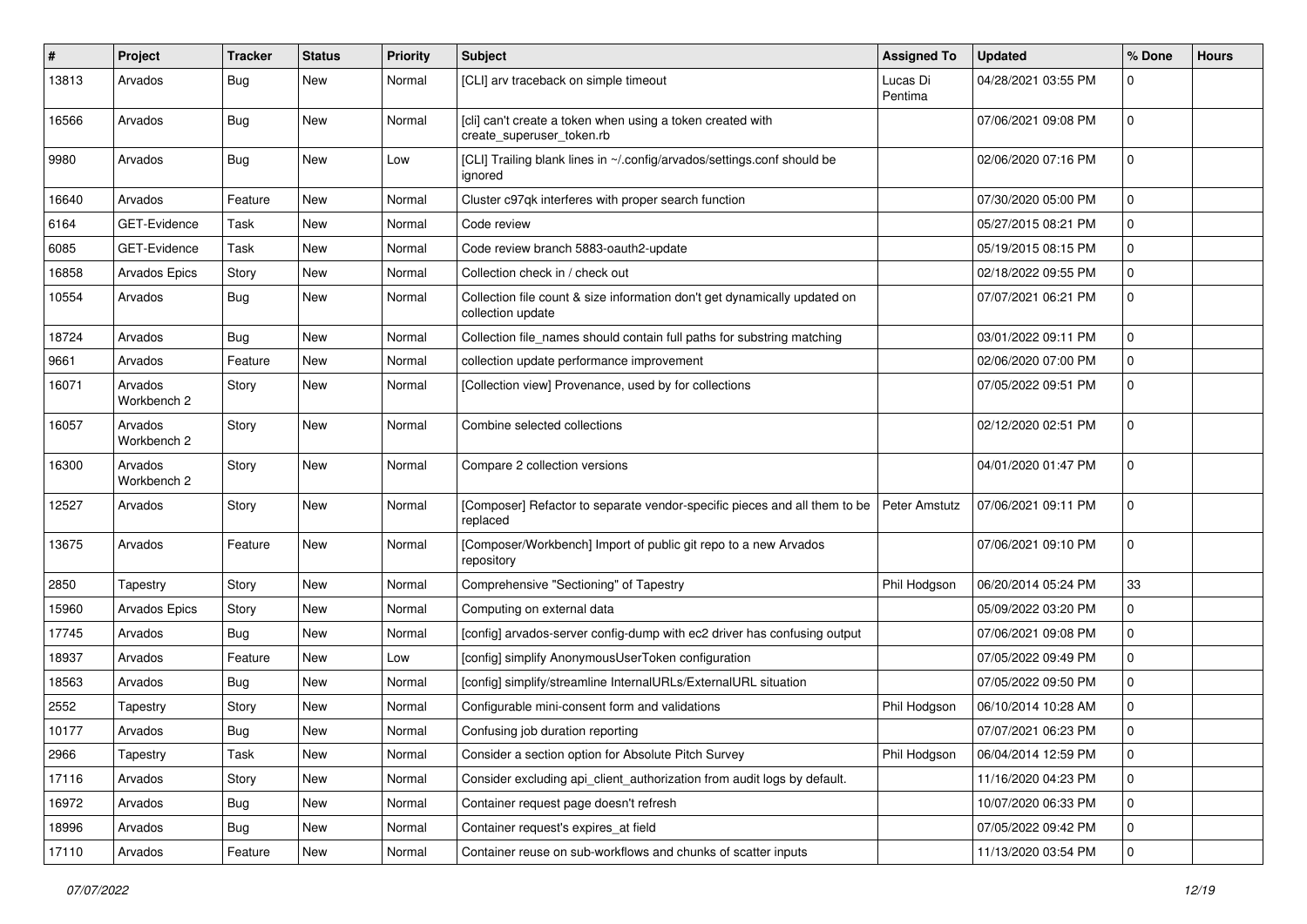| # | Project | Tracker | Status | Priority | Subject | Assigned To | Updated | % Done | Hours |
|---|---|---|---|---|---|---|---|---|---|
| 13813 | Arvados | Bug | New | Normal | [CLI] arv traceback on simple timeout | Lucas Di Pentima | 04/28/2021 03:55 PM | 0 | |
| 16566 | Arvados | Bug | New | Normal | [cli] can't create a token when using a token created with create_superuser_token.rb | | 07/06/2021 09:08 PM | 0 | |
| 9980 | Arvados | Bug | New | Low | [CLI] Trailing blank lines in ~/.config/arvados/settings.conf should be ignored | | 02/06/2020 07:16 PM | 0 | |
| 16640 | Arvados | Feature | New | Normal | Cluster c97qk interferes with proper search function | | 07/30/2020 05:00 PM | 0 | |
| 6164 | GET-Evidence | Task | New | Normal | Code review | | 05/27/2015 08:21 PM | 0 | |
| 6085 | GET-Evidence | Task | New | Normal | Code review branch 5883-oauth2-update | | 05/19/2015 08:15 PM | 0 | |
| 16858 | Arvados Epics | Story | New | Normal | Collection check in / check out | | 02/18/2022 09:55 PM | 0 | |
| 10554 | Arvados | Bug | New | Normal | Collection file count & size information don't get dynamically updated on collection update | | 07/07/2021 06:21 PM | 0 | |
| 18724 | Arvados | Bug | New | Normal | Collection file_names should contain full paths for substring matching | | 03/01/2022 09:11 PM | 0 | |
| 9661 | Arvados | Feature | New | Normal | collection update performance improvement | | 02/06/2020 07:00 PM | 0 | |
| 16071 | Arvados Workbench 2 | Story | New | Normal | [Collection view] Provenance, used by for collections | | 07/05/2022 09:51 PM | 0 | |
| 16057 | Arvados Workbench 2 | Story | New | Normal | Combine selected collections | | 02/12/2020 02:51 PM | 0 | |
| 16300 | Arvados Workbench 2 | Story | New | Normal | Compare 2 collection versions | | 04/01/2020 01:47 PM | 0 | |
| 12527 | Arvados | Story | New | Normal | [Composer] Refactor to separate vendor-specific pieces and all them to be replaced | Peter Amstutz | 07/06/2021 09:11 PM | 0 | |
| 13675 | Arvados | Feature | New | Normal | [Composer/Workbench] Import of public git repo to a new Arvados repository | | 07/06/2021 09:10 PM | 0 | |
| 2850 | Tapestry | Story | New | Normal | Comprehensive "Sectioning" of Tapestry | Phil Hodgson | 06/20/2014 05:24 PM | 33 | |
| 15960 | Arvados Epics | Story | New | Normal | Computing on external data | | 05/09/2022 03:20 PM | 0 | |
| 17745 | Arvados | Bug | New | Normal | [config] arvados-server config-dump with ec2 driver has confusing output | | 07/06/2021 09:08 PM | 0 | |
| 18937 | Arvados | Feature | New | Low | [config] simplify AnonymousUserToken configuration | | 07/05/2022 09:49 PM | 0 | |
| 18563 | Arvados | Bug | New | Normal | [config] simplify/streamline InternalURLs/ExternalURL situation | | 07/05/2022 09:50 PM | 0 | |
| 2552 | Tapestry | Story | New | Normal | Configurable mini-consent form and validations | Phil Hodgson | 06/10/2014 10:28 AM | 0 | |
| 10177 | Arvados | Bug | New | Normal | Confusing job duration reporting | | 07/07/2021 06:23 PM | 0 | |
| 2966 | Tapestry | Task | New | Normal | Consider a section option for Absolute Pitch Survey | Phil Hodgson | 06/04/2014 12:59 PM | 0 | |
| 17116 | Arvados | Story | New | Normal | Consider excluding api_client_authorization from audit logs by default. | | 11/16/2020 04:23 PM | 0 | |
| 16972 | Arvados | Bug | New | Normal | Container request page doesn't refresh | | 10/07/2020 06:33 PM | 0 | |
| 18996 | Arvados | Bug | New | Normal | Container request's expires_at field | | 07/05/2022 09:42 PM | 0 | |
| 17110 | Arvados | Feature | New | Normal | Container reuse on sub-workflows and chunks of scatter inputs | | 11/13/2020 03:54 PM | 0 | |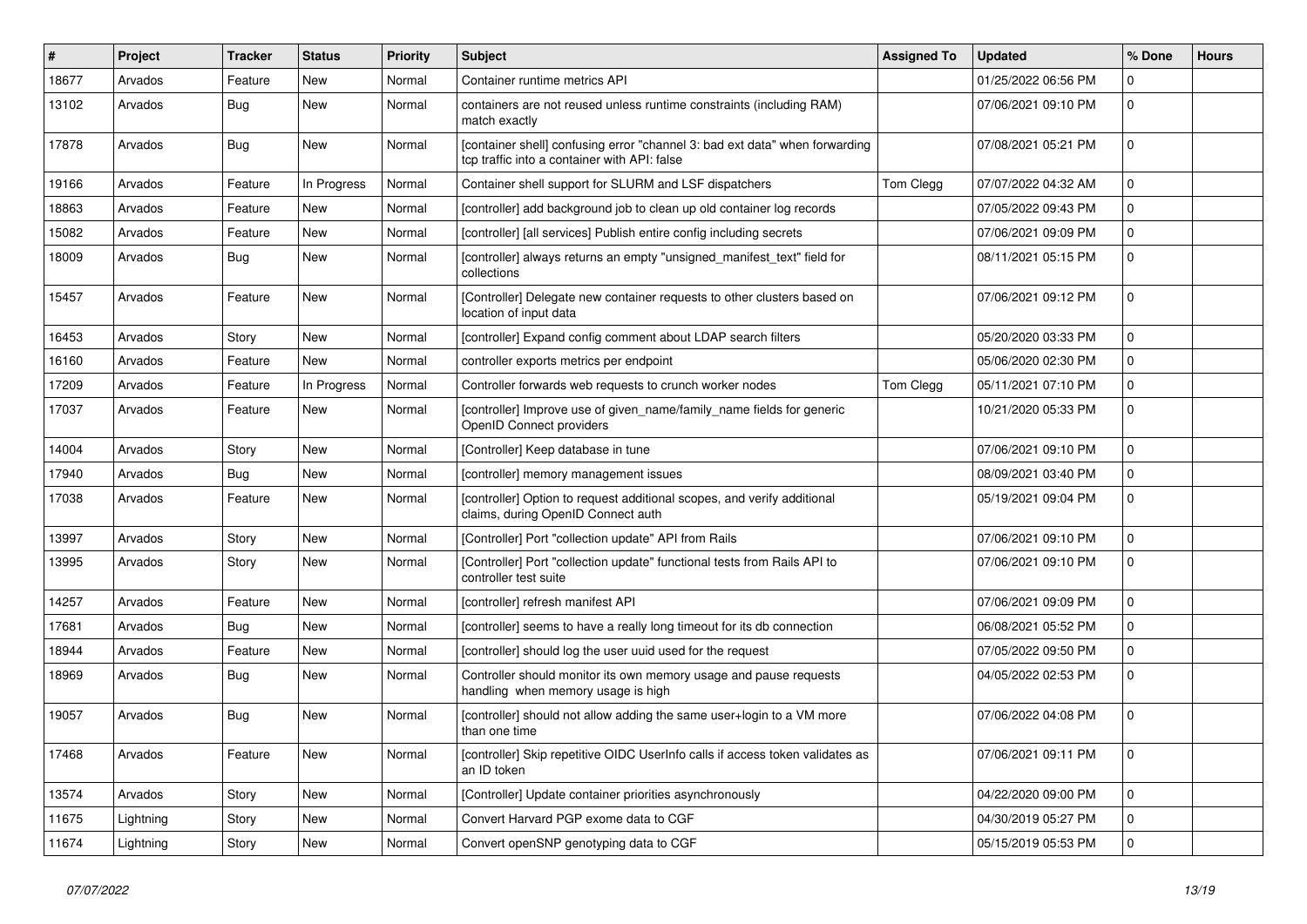| # | Project | Tracker | Status | Priority | Subject | Assigned To | Updated | % Done | Hours |
|---|---|---|---|---|---|---|---|---|---|
| 18677 | Arvados | Feature | New | Normal | Container runtime metrics API | | 01/25/2022 06:56 PM | 0 | |
| 13102 | Arvados | Bug | New | Normal | containers are not reused unless runtime constraints (including RAM) match exactly | | 07/06/2021 09:10 PM | 0 | |
| 17878 | Arvados | Bug | New | Normal | [container shell] confusing error "channel 3: bad ext data" when forwarding tcp traffic into a container with API: false | | 07/08/2021 05:21 PM | 0 | |
| 19166 | Arvados | Feature | In Progress | Normal | Container shell support for SLURM and LSF dispatchers | Tom Clegg | 07/07/2022 04:32 AM | 0 | |
| 18863 | Arvados | Feature | New | Normal | [controller] add background job to clean up old container log records | | 07/05/2022 09:43 PM | 0 | |
| 15082 | Arvados | Feature | New | Normal | [controller] [all services] Publish entire config including secrets | | 07/06/2021 09:09 PM | 0 | |
| 18009 | Arvados | Bug | New | Normal | [controller] always returns an empty "unsigned_manifest_text" field for collections | | 08/11/2021 05:15 PM | 0 | |
| 15457 | Arvados | Feature | New | Normal | [Controller] Delegate new container requests to other clusters based on location of input data | | 07/06/2021 09:12 PM | 0 | |
| 16453 | Arvados | Story | New | Normal | [controller] Expand config comment about LDAP search filters | | 05/20/2020 03:33 PM | 0 | |
| 16160 | Arvados | Feature | New | Normal | controller exports metrics per endpoint | | 05/06/2020 02:30 PM | 0 | |
| 17209 | Arvados | Feature | In Progress | Normal | Controller forwards web requests to crunch worker nodes | Tom Clegg | 05/11/2021 07:10 PM | 0 | |
| 17037 | Arvados | Feature | New | Normal | [controller] Improve use of given_name/family_name fields for generic OpenID Connect providers | | 10/21/2020 05:33 PM | 0 | |
| 14004 | Arvados | Story | New | Normal | [Controller] Keep database in tune | | 07/06/2021 09:10 PM | 0 | |
| 17940 | Arvados | Bug | New | Normal | [controller] memory management issues | | 08/09/2021 03:40 PM | 0 | |
| 17038 | Arvados | Feature | New | Normal | [controller] Option to request additional scopes, and verify additional claims, during OpenID Connect auth | | 05/19/2021 09:04 PM | 0 | |
| 13997 | Arvados | Story | New | Normal | [Controller] Port "collection update" API from Rails | | 07/06/2021 09:10 PM | 0 | |
| 13995 | Arvados | Story | New | Normal | [Controller] Port "collection update" functional tests from Rails API to controller test suite | | 07/06/2021 09:10 PM | 0 | |
| 14257 | Arvados | Feature | New | Normal | [controller] refresh manifest API | | 07/06/2021 09:09 PM | 0 | |
| 17681 | Arvados | Bug | New | Normal | [controller] seems to have a really long timeout for its db connection | | 06/08/2021 05:52 PM | 0 | |
| 18944 | Arvados | Feature | New | Normal | [controller] should log the user uuid used for the request | | 07/05/2022 09:50 PM | 0 | |
| 18969 | Arvados | Bug | New | Normal | Controller should monitor its own memory usage and pause requests handling when memory usage is high | | 04/05/2022 02:53 PM | 0 | |
| 19057 | Arvados | Bug | New | Normal | [controller] should not allow adding the same user+login to a VM more than one time | | 07/06/2022 04:08 PM | 0 | |
| 17468 | Arvados | Feature | New | Normal | [controller] Skip repetitive OIDC UserInfo calls if access token validates as an ID token | | 07/06/2021 09:11 PM | 0 | |
| 13574 | Arvados | Story | New | Normal | [Controller] Update container priorities asynchronously | | 04/22/2020 09:00 PM | 0 | |
| 11675 | Lightning | Story | New | Normal | Convert Harvard PGP exome data to CGF | | 04/30/2019 05:27 PM | 0 | |
| 11674 | Lightning | Story | New | Normal | Convert openSNP genotyping data to CGF | | 05/15/2019 05:53 PM | 0 | |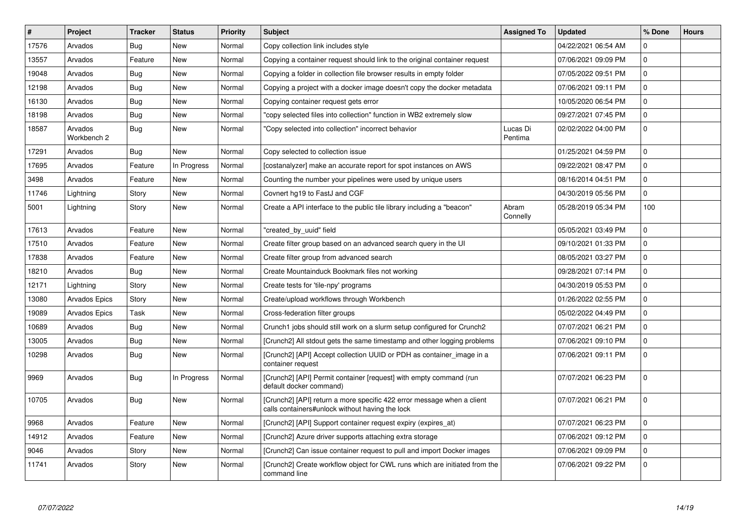| # | Project | Tracker | Status | Priority | Subject | Assigned To | Updated | % Done | Hours |
|---|---|---|---|---|---|---|---|---|---|
| 17576 | Arvados | Bug | New | Normal | Copy collection link includes style | | 04/22/2021 06:54 AM | 0 | |
| 13557 | Arvados | Feature | New | Normal | Copying a container request should link to the original container request | | 07/06/2021 09:09 PM | 0 | |
| 19048 | Arvados | Bug | New | Normal | Copying a folder in collection file browser results in empty folder | | 07/05/2022 09:51 PM | 0 | |
| 12198 | Arvados | Bug | New | Normal | Copying a project with a docker image doesn't copy the docker metadata | | 07/06/2021 09:11 PM | 0 | |
| 16130 | Arvados | Bug | New | Normal | Copying container request gets error | | 10/05/2020 06:54 PM | 0 | |
| 18198 | Arvados | Bug | New | Normal | "copy selected files into collection" function in WB2 extremely slow | | 09/27/2021 07:45 PM | 0 | |
| 18587 | Arvados Workbench 2 | Bug | New | Normal | "Copy selected into collection" incorrect behavior | Lucas Di Pentima | 02/02/2022 04:00 PM | 0 | |
| 17291 | Arvados | Bug | New | Normal | Copy selected to collection issue | | 01/25/2021 04:59 PM | 0 | |
| 17695 | Arvados | Feature | In Progress | Normal | [costanalyzer] make an accurate report for spot instances on AWS | | 09/22/2021 08:47 PM | 0 | |
| 3498 | Arvados | Feature | New | Normal | Counting the number your pipelines were used by unique users | | 08/16/2014 04:51 PM | 0 | |
| 11746 | Lightning | Story | New | Normal | Covnert hg19 to FastJ and CGF | | 04/30/2019 05:56 PM | 0 | |
| 5001 | Lightning | Story | New | Normal | Create a API interface to the public tile library including a "beacon" | Abram Connelly | 05/28/2019 05:34 PM | 100 | |
| 17613 | Arvados | Feature | New | Normal | "created_by_uuid" field | | 05/05/2021 03:49 PM | 0 | |
| 17510 | Arvados | Feature | New | Normal | Create filter group based on an advanced search query in the UI | | 09/10/2021 01:33 PM | 0 | |
| 17838 | Arvados | Feature | New | Normal | Create filter group from advanced search | | 08/05/2021 03:27 PM | 0 | |
| 18210 | Arvados | Bug | New | Normal | Create Mountainduck Bookmark files not working | | 09/28/2021 07:14 PM | 0 | |
| 12171 | Lightning | Story | New | Normal | Create tests for 'tile-npy' programs | | 04/30/2019 05:53 PM | 0 | |
| 13080 | Arvados Epics | Story | New | Normal | Create/upload workflows through Workbench | | 01/26/2022 02:55 PM | 0 | |
| 19089 | Arvados Epics | Task | New | Normal | Cross-federation filter groups | | 05/02/2022 04:49 PM | 0 | |
| 10689 | Arvados | Bug | New | Normal | Crunch1 jobs should still work on a slurm setup configured for Crunch2 | | 07/07/2021 06:21 PM | 0 | |
| 13005 | Arvados | Bug | New | Normal | [Crunch2] All stdout gets the same timestamp and other logging problems | | 07/06/2021 09:10 PM | 0 | |
| 10298 | Arvados | Bug | New | Normal | [Crunch2] [API] Accept collection UUID or PDH as container_image in a container request | | 07/06/2021 09:11 PM | 0 | |
| 9969 | Arvados | Bug | In Progress | Normal | [Crunch2] [API] Permit container [request] with empty command (run default docker command) | | 07/07/2021 06:23 PM | 0 | |
| 10705 | Arvados | Bug | New | Normal | [Crunch2] [API] return a more specific 422 error message when a client calls containers#unlock without having the lock | | 07/07/2021 06:21 PM | 0 | |
| 9968 | Arvados | Feature | New | Normal | [Crunch2] [API] Support container request expiry (expires_at) | | 07/07/2021 06:23 PM | 0 | |
| 14912 | Arvados | Feature | New | Normal | [Crunch2] Azure driver supports attaching extra storage | | 07/06/2021 09:12 PM | 0 | |
| 9046 | Arvados | Story | New | Normal | [Crunch2] Can issue container request to pull and import Docker images | | 07/06/2021 09:09 PM | 0 | |
| 11741 | Arvados | Story | New | Normal | [Crunch2] Create workflow object for CWL runs which are initiated from the command line | | 07/06/2021 09:22 PM | 0 | |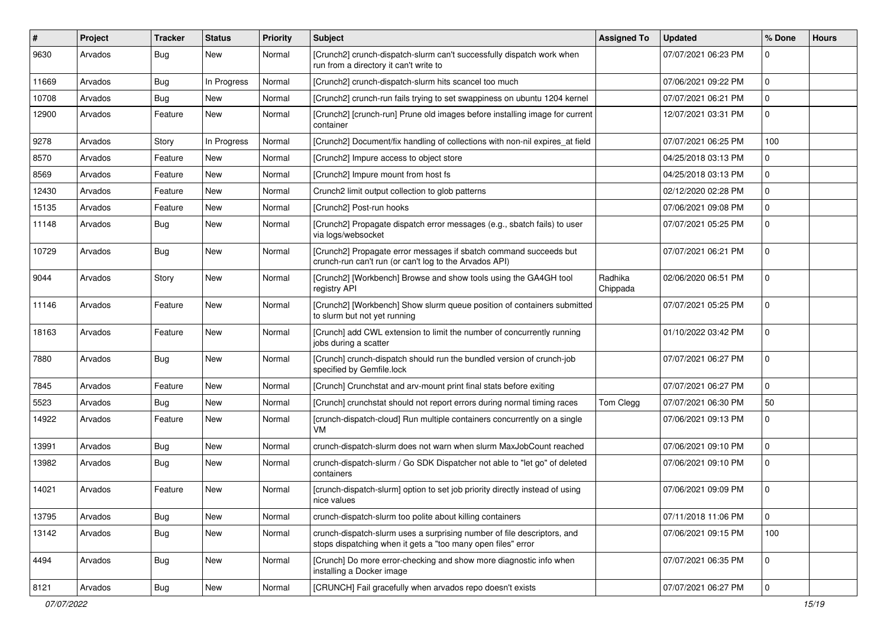| # | Project | Tracker | Status | Priority | Subject | Assigned To | Updated | % Done | Hours |
|---|---|---|---|---|---|---|---|---|---|
| 9630 | Arvados | Bug | New | Normal | [Crunch2] crunch-dispatch-slurm can't successfully dispatch work when run from a directory it can't write to | | 07/07/2021 06:23 PM | 0 | |
| 11669 | Arvados | Bug | In Progress | Normal | [Crunch2] crunch-dispatch-slurm hits scancel too much | | 07/06/2021 09:22 PM | 0 | |
| 10708 | Arvados | Bug | New | Normal | [Crunch2] crunch-run fails trying to set swappiness on ubuntu 1204 kernel | | 07/07/2021 06:21 PM | 0 | |
| 12900 | Arvados | Feature | New | Normal | [Crunch2] [crunch-run] Prune old images before installing image for current container | | 12/07/2021 03:31 PM | 0 | |
| 9278 | Arvados | Story | In Progress | Normal | [Crunch2] Document/fix handling of collections with non-nil expires_at field | | 07/07/2021 06:25 PM | 100 | |
| 8570 | Arvados | Feature | New | Normal | [Crunch2] Impure access to object store | | 04/25/2018 03:13 PM | 0 | |
| 8569 | Arvados | Feature | New | Normal | [Crunch2] Impure mount from host fs | | 04/25/2018 03:13 PM | 0 | |
| 12430 | Arvados | Feature | New | Normal | Crunch2 limit output collection to glob patterns | | 02/12/2020 02:28 PM | 0 | |
| 15135 | Arvados | Feature | New | Normal | [Crunch2] Post-run hooks | | 07/06/2021 09:08 PM | 0 | |
| 11148 | Arvados | Bug | New | Normal | [Crunch2] Propagate dispatch error messages (e.g., sbatch fails) to user via logs/websocket | | 07/07/2021 05:25 PM | 0 | |
| 10729 | Arvados | Bug | New | Normal | [Crunch2] Propagate error messages if sbatch command succeeds but crunch-run can't run (or can't log to the Arvados API) | | 07/07/2021 06:21 PM | 0 | |
| 9044 | Arvados | Story | New | Normal | [Crunch2] [Workbench] Browse and show tools using the GA4GH tool registry API | Radhika Chippada | 02/06/2020 06:51 PM | 0 | |
| 11146 | Arvados | Feature | New | Normal | [Crunch2] [Workbench] Show slurm queue position of containers submitted to slurm but not yet running | | 07/07/2021 05:25 PM | 0 | |
| 18163 | Arvados | Feature | New | Normal | [Crunch] add CWL extension to limit the number of concurrently running jobs during a scatter | | 01/10/2022 03:42 PM | 0 | |
| 7880 | Arvados | Bug | New | Normal | [Crunch] crunch-dispatch should run the bundled version of crunch-job specified by Gemfile.lock | | 07/07/2021 06:27 PM | 0 | |
| 7845 | Arvados | Feature | New | Normal | [Crunch] Crunchstat and arv-mount print final stats before exiting | | 07/07/2021 06:27 PM | 0 | |
| 5523 | Arvados | Bug | New | Normal | [Crunch] crunchstat should not report errors during normal timing races | Tom Clegg | 07/07/2021 06:30 PM | 50 | |
| 14922 | Arvados | Feature | New | Normal | [crunch-dispatch-cloud] Run multiple containers concurrently on a single VM | | 07/06/2021 09:13 PM | 0 | |
| 13991 | Arvados | Bug | New | Normal | crunch-dispatch-slurm does not warn when slurm MaxJobCount reached | | 07/06/2021 09:10 PM | 0 | |
| 13982 | Arvados | Bug | New | Normal | crunch-dispatch-slurm / Go SDK Dispatcher not able to "let go" of deleted containers | | 07/06/2021 09:10 PM | 0 | |
| 14021 | Arvados | Feature | New | Normal | [crunch-dispatch-slurm] option to set job priority directly instead of using nice values | | 07/06/2021 09:09 PM | 0 | |
| 13795 | Arvados | Bug | New | Normal | crunch-dispatch-slurm too polite about killing containers | | 07/11/2018 11:06 PM | 0 | |
| 13142 | Arvados | Bug | New | Normal | crunch-dispatch-slurm uses a surprising number of file descriptors, and stops dispatching when it gets a "too many open files" error | | 07/06/2021 09:15 PM | 100 | |
| 4494 | Arvados | Bug | New | Normal | [Crunch] Do more error-checking and show more diagnostic info when installing a Docker image | | 07/07/2021 06:35 PM | 0 | |
| 8121 | Arvados | Bug | New | Normal | [CRUNCH] Fail gracefully when arvados repo doesn't exists | | 07/07/2021 06:27 PM | 0 | |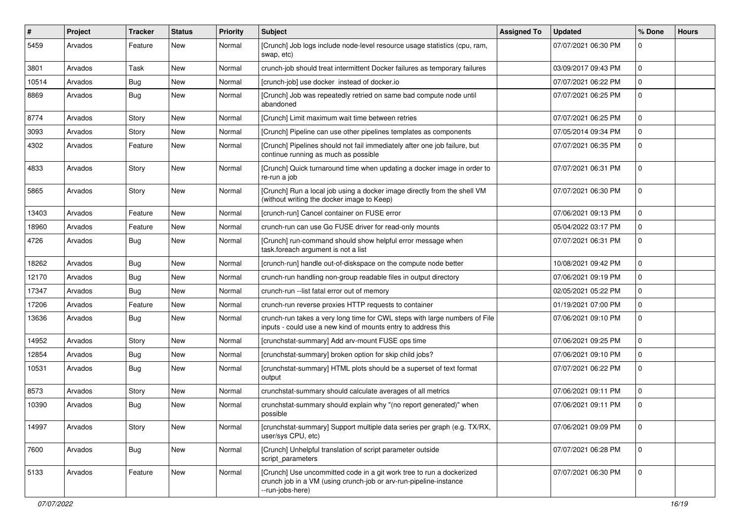| # | Project | Tracker | Status | Priority | Subject | Assigned To | Updated | % Done | Hours |
|---|---|---|---|---|---|---|---|---|---|
| 5459 | Arvados | Feature | New | Normal | [Crunch] Job logs include node-level resource usage statistics (cpu, ram, swap, etc) | | 07/07/2021 06:30 PM | 0 | |
| 3801 | Arvados | Task | New | Normal | crunch-job should treat intermittent Docker failures as temporary failures | | 03/09/2017 09:43 PM | 0 | |
| 10514 | Arvados | Bug | New | Normal | [crunch-job] use docker instead of docker.io | | 07/07/2021 06:22 PM | 0 | |
| 8869 | Arvados | Bug | New | Normal | [Crunch] Job was repeatedly retried on same bad compute node until abandoned | | 07/07/2021 06:25 PM | 0 | |
| 8774 | Arvados | Story | New | Normal | [Crunch] Limit maximum wait time between retries | | 07/07/2021 06:25 PM | 0 | |
| 3093 | Arvados | Story | New | Normal | [Crunch] Pipeline can use other pipelines templates as components | | 07/05/2014 09:34 PM | 0 | |
| 4302 | Arvados | Feature | New | Normal | [Crunch] Pipelines should not fail immediately after one job failure, but continue running as much as possible | | 07/07/2021 06:35 PM | 0 | |
| 4833 | Arvados | Story | New | Normal | [Crunch] Quick turnaround time when updating a docker image in order to re-run a job | | 07/07/2021 06:31 PM | 0 | |
| 5865 | Arvados | Story | New | Normal | [Crunch] Run a local job using a docker image directly from the shell VM (without writing the docker image to Keep) | | 07/07/2021 06:30 PM | 0 | |
| 13403 | Arvados | Feature | New | Normal | [crunch-run] Cancel container on FUSE error | | 07/06/2021 09:13 PM | 0 | |
| 18960 | Arvados | Feature | New | Normal | crunch-run can use Go FUSE driver for read-only mounts | | 05/04/2022 03:17 PM | 0 | |
| 4726 | Arvados | Bug | New | Normal | [Crunch] run-command should show helpful error message when task.foreach argument is not a list | | 07/07/2021 06:31 PM | 0 | |
| 18262 | Arvados | Bug | New | Normal | [crunch-run] handle out-of-diskspace on the compute node better | | 10/08/2021 09:42 PM | 0 | |
| 12170 | Arvados | Bug | New | Normal | crunch-run handling non-group readable files in output directory | | 07/06/2021 09:19 PM | 0 | |
| 17347 | Arvados | Bug | New | Normal | crunch-run --list fatal error out of memory | | 02/05/2021 05:22 PM | 0 | |
| 17206 | Arvados | Feature | New | Normal | crunch-run reverse proxies HTTP requests to container | | 01/19/2021 07:00 PM | 0 | |
| 13636 | Arvados | Bug | New | Normal | crunch-run takes a very long time for CWL steps with large numbers of File inputs - could use a new kind of mounts entry to address this | | 07/06/2021 09:10 PM | 0 | |
| 14952 | Arvados | Story | New | Normal | [crunchstat-summary] Add arv-mount FUSE ops time | | 07/06/2021 09:25 PM | 0 | |
| 12854 | Arvados | Bug | New | Normal | [crunchstat-summary] broken option for skip child jobs? | | 07/06/2021 09:10 PM | 0 | |
| 10531 | Arvados | Bug | New | Normal | [crunchstat-summary] HTML plots should be a superset of text format output | | 07/07/2021 06:22 PM | 0 | |
| 8573 | Arvados | Story | New | Normal | crunchstat-summary should calculate averages of all metrics | | 07/06/2021 09:11 PM | 0 | |
| 10390 | Arvados | Bug | New | Normal | crunchstat-summary should explain why "(no report generated)" when possible | | 07/06/2021 09:11 PM | 0 | |
| 14997 | Arvados | Story | New | Normal | [crunchstat-summary] Support multiple data series per graph (e.g. TX/RX, user/sys CPU, etc) | | 07/06/2021 09:09 PM | 0 | |
| 7600 | Arvados | Bug | New | Normal | [Crunch] Unhelpful translation of script parameter outside script_parameters | | 07/07/2021 06:28 PM | 0 | |
| 5133 | Arvados | Feature | New | Normal | [Crunch] Use uncommitted code in a git work tree to run a dockerized crunch job in a VM (using crunch-job or arv-run-pipeline-instance --run-jobs-here) | | 07/07/2021 06:30 PM | 0 | |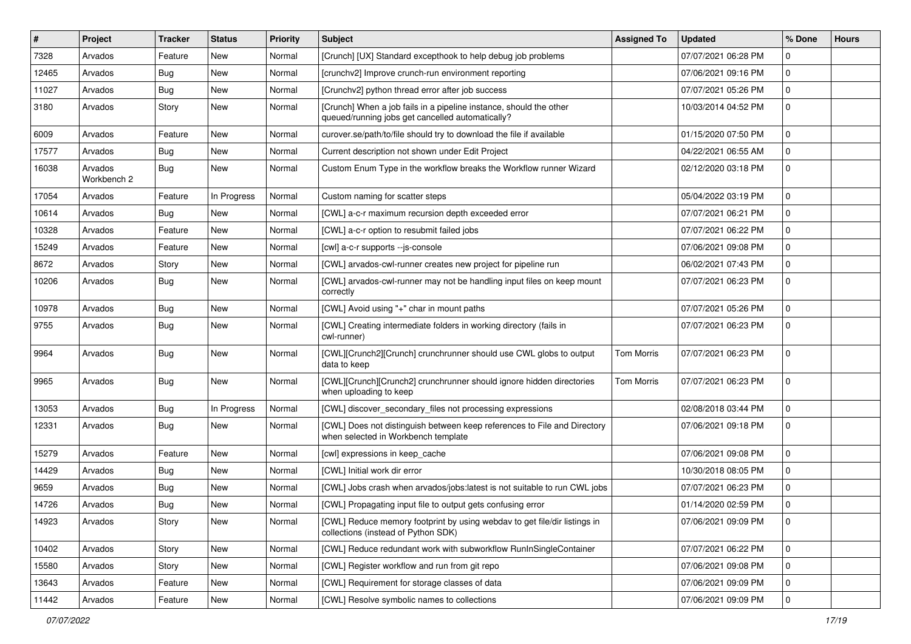| # | Project | Tracker | Status | Priority | Subject | Assigned To | Updated | % Done | Hours |
|---|---|---|---|---|---|---|---|---|---|
| 7328 | Arvados | Feature | New | Normal | [Crunch] [UX] Standard excepthook to help debug job problems | | 07/07/2021 06:28 PM | 0 | |
| 12465 | Arvados | Bug | New | Normal | [crunchv2] Improve crunch-run environment reporting | | 07/06/2021 09:16 PM | 0 | |
| 11027 | Arvados | Bug | New | Normal | [Crunchv2] python thread error after job success | | 07/07/2021 05:26 PM | 0 | |
| 3180 | Arvados | Story | New | Normal | [Crunch] When a job fails in a pipeline instance, should the other queued/running jobs get cancelled automatically? | | 10/03/2014 04:52 PM | 0 | |
| 6009 | Arvados | Feature | New | Normal | curover.se/path/to/file should try to download the file if available | | 01/15/2020 07:50 PM | 0 | |
| 17577 | Arvados | Bug | New | Normal | Current description not shown under Edit Project | | 04/22/2021 06:55 AM | 0 | |
| 16038 | Arvados Workbench 2 | Bug | New | Normal | Custom Enum Type in the workflow breaks the Workflow runner Wizard | | 02/12/2020 03:18 PM | 0 | |
| 17054 | Arvados | Feature | In Progress | Normal | Custom naming for scatter steps | | 05/04/2022 03:19 PM | 0 | |
| 10614 | Arvados | Bug | New | Normal | [CWL] a-c-r maximum recursion depth exceeded error | | 07/07/2021 06:21 PM | 0 | |
| 10328 | Arvados | Feature | New | Normal | [CWL] a-c-r option to resubmit failed jobs | | 07/07/2021 06:22 PM | 0 | |
| 15249 | Arvados | Feature | New | Normal | [cwl] a-c-r supports --js-console | | 07/06/2021 09:08 PM | 0 | |
| 8672 | Arvados | Story | New | Normal | [CWL] arvados-cwl-runner creates new project for pipeline run | | 06/02/2021 07:43 PM | 0 | |
| 10206 | Arvados | Bug | New | Normal | [CWL] arvados-cwl-runner may not be handling input files on keep mount correctly | | 07/07/2021 06:23 PM | 0 | |
| 10978 | Arvados | Bug | New | Normal | [CWL] Avoid using "+" char in mount paths | | 07/07/2021 05:26 PM | 0 | |
| 9755 | Arvados | Bug | New | Normal | [CWL] Creating intermediate folders in working directory (fails in cwl-runner) | | 07/07/2021 06:23 PM | 0 | |
| 9964 | Arvados | Bug | New | Normal | [CWL][Crunch2][Crunch] crunchrunner should use CWL globs to output data to keep | Tom Morris | 07/07/2021 06:23 PM | 0 | |
| 9965 | Arvados | Bug | New | Normal | [CWL][Crunch][Crunch2] crunchrunner should ignore hidden directories when uploading to keep | Tom Morris | 07/07/2021 06:23 PM | 0 | |
| 13053 | Arvados | Bug | In Progress | Normal | [CWL] discover_secondary_files not processing expressions | | 02/08/2018 03:44 PM | 0 | |
| 12331 | Arvados | Bug | New | Normal | [CWL] Does not distinguish between keep references to File and Directory when selected in Workbench template | | 07/06/2021 09:18 PM | 0 | |
| 15279 | Arvados | Feature | New | Normal | [cwl] expressions in keep_cache | | 07/06/2021 09:08 PM | 0 | |
| 14429 | Arvados | Bug | New | Normal | [CWL] Initial work dir error | | 10/30/2018 08:05 PM | 0 | |
| 9659 | Arvados | Bug | New | Normal | [CWL] Jobs crash when arvados/jobs:latest is not suitable to run CWL jobs | | 07/07/2021 06:23 PM | 0 | |
| 14726 | Arvados | Bug | New | Normal | [CWL] Propagating input file to output gets confusing error | | 01/14/2020 02:59 PM | 0 | |
| 14923 | Arvados | Story | New | Normal | [CWL] Reduce memory footprint by using webdav to get file/dir listings in collections (instead of Python SDK) | | 07/06/2021 09:09 PM | 0 | |
| 10402 | Arvados | Story | New | Normal | [CWL] Reduce redundant work with subworkflow RunInSingleContainer | | 07/07/2021 06:22 PM | 0 | |
| 15580 | Arvados | Story | New | Normal | [CWL] Register workflow and run from git repo | | 07/06/2021 09:08 PM | 0 | |
| 13643 | Arvados | Feature | New | Normal | [CWL] Requirement for storage classes of data | | 07/06/2021 09:09 PM | 0 | |
| 11442 | Arvados | Feature | New | Normal | [CWL] Resolve symbolic names to collections | | 07/06/2021 09:09 PM | 0 | |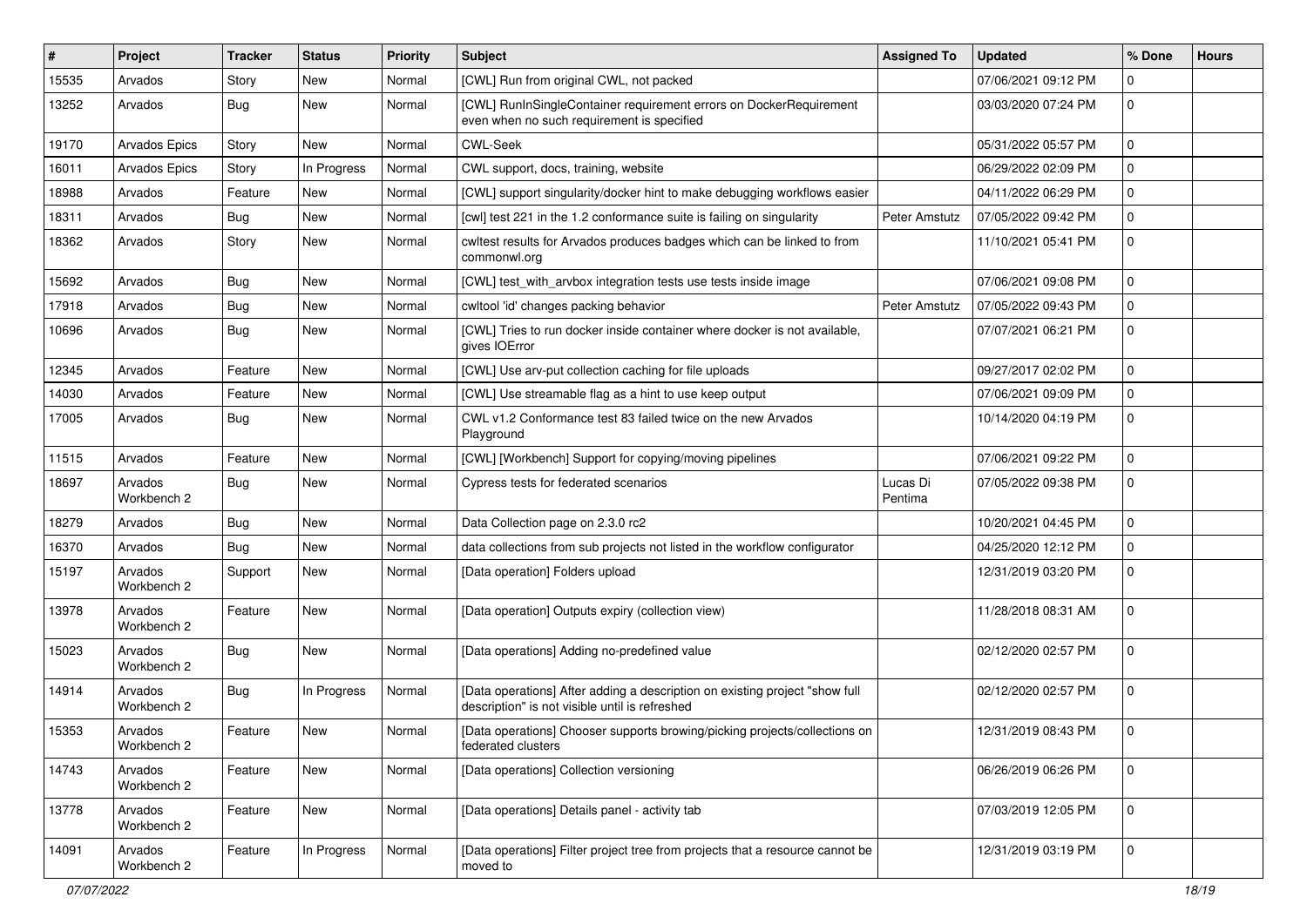| # | Project | Tracker | Status | Priority | Subject | Assigned To | Updated | % Done | Hours |
|---|---|---|---|---|---|---|---|---|---|
| 15535 | Arvados | Story | New | Normal | [CWL] Run from original CWL, not packed | | 07/06/2021 09:12 PM | 0 | |
| 13252 | Arvados | Bug | New | Normal | [CWL] RunInSingleContainer requirement errors on DockerRequirement even when no such requirement is specified | | 03/03/2020 07:24 PM | 0 | |
| 19170 | Arvados Epics | Story | New | Normal | CWL-Seek | | 05/31/2022 05:57 PM | 0 | |
| 16011 | Arvados Epics | Story | In Progress | Normal | CWL support, docs, training, website | | 06/29/2022 02:09 PM | 0 | |
| 18988 | Arvados | Feature | New | Normal | [CWL] support singularity/docker hint to make debugging workflows easier | | 04/11/2022 06:29 PM | 0 | |
| 18311 | Arvados | Bug | New | Normal | [cwl] test 221 in the 1.2 conformance suite is failing on singularity | Peter Amstutz | 07/05/2022 09:42 PM | 0 | |
| 18362 | Arvados | Story | New | Normal | cwltest results for Arvados produces badges which can be linked to from commonwl.org | | 11/10/2021 05:41 PM | 0 | |
| 15692 | Arvados | Bug | New | Normal | [CWL] test_with_arvbox integration tests use tests inside image | | 07/06/2021 09:08 PM | 0 | |
| 17918 | Arvados | Bug | New | Normal | cwltool 'id' changes packing behavior | Peter Amstutz | 07/05/2022 09:43 PM | 0 | |
| 10696 | Arvados | Bug | New | Normal | [CWL] Tries to run docker inside container where docker is not available, gives IOError | | 07/07/2021 06:21 PM | 0 | |
| 12345 | Arvados | Feature | New | Normal | [CWL] Use arv-put collection caching for file uploads | | 09/27/2017 02:02 PM | 0 | |
| 14030 | Arvados | Feature | New | Normal | [CWL] Use streamable flag as a hint to use keep output | | 07/06/2021 09:09 PM | 0 | |
| 17005 | Arvados | Bug | New | Normal | CWL v1.2 Conformance test 83 failed twice on the new Arvados Playground | | 10/14/2020 04:19 PM | 0 | |
| 11515 | Arvados | Feature | New | Normal | [CWL] [Workbench] Support for copying/moving pipelines | | 07/06/2021 09:22 PM | 0 | |
| 18697 | Arvados Workbench 2 | Bug | New | Normal | Cypress tests for federated scenarios | Lucas Di Pentima | 07/05/2022 09:38 PM | 0 | |
| 18279 | Arvados | Bug | New | Normal | Data Collection page on 2.3.0 rc2 | | 10/20/2021 04:45 PM | 0 | |
| 16370 | Arvados | Bug | New | Normal | data collections from sub projects not listed in the workflow configurator | | 04/25/2020 12:12 PM | 0 | |
| 15197 | Arvados Workbench 2 | Support | New | Normal | [Data operation] Folders upload | | 12/31/2019 03:20 PM | 0 | |
| 13978 | Arvados Workbench 2 | Feature | New | Normal | [Data operation] Outputs expiry (collection view) | | 11/28/2018 08:31 AM | 0 | |
| 15023 | Arvados Workbench 2 | Bug | New | Normal | [Data operations] Adding no-predefined value | | 02/12/2020 02:57 PM | 0 | |
| 14914 | Arvados Workbench 2 | Bug | In Progress | Normal | [Data operations] After adding a description on existing project "show full description" is not visible until is refreshed | | 02/12/2020 02:57 PM | 0 | |
| 15353 | Arvados Workbench 2 | Feature | New | Normal | [Data operations] Chooser supports browing/picking projects/collections on federated clusters | | 12/31/2019 08:43 PM | 0 | |
| 14743 | Arvados Workbench 2 | Feature | New | Normal | [Data operations] Collection versioning | | 06/26/2019 06:26 PM | 0 | |
| 13778 | Arvados Workbench 2 | Feature | New | Normal | [Data operations] Details panel - activity tab | | 07/03/2019 12:05 PM | 0 | |
| 14091 | Arvados Workbench 2 | Feature | In Progress | Normal | [Data operations] Filter project tree from projects that a resource cannot be moved to | | 12/31/2019 03:19 PM | 0 | |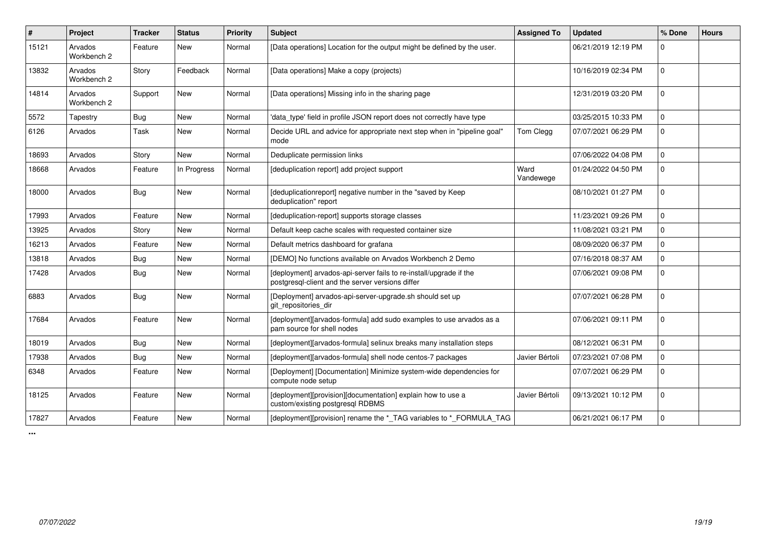| # | Project | Tracker | Status | Priority | Subject | Assigned To | Updated | % Done | Hours |
|---|---|---|---|---|---|---|---|---|---|
| 15121 | Arvados Workbench 2 | Feature | New | Normal | [Data operations] Location for the output might be defined by the user. | | 06/21/2019 12:19 PM | 0 | |
| 13832 | Arvados Workbench 2 | Story | Feedback | Normal | [Data operations] Make a copy (projects) | | 10/16/2019 02:34 PM | 0 | |
| 14814 | Arvados Workbench 2 | Support | New | Normal | [Data operations] Missing info in the sharing page | | 12/31/2019 03:20 PM | 0 | |
| 5572 | Tapestry | Bug | New | Normal | 'data_type' field in profile JSON report does not correctly have type | | 03/25/2015 10:33 PM | 0 | |
| 6126 | Arvados | Task | New | Normal | Decide URL and advice for appropriate next step when in "pipeline goal" mode | Tom Clegg | 07/07/2021 06:29 PM | 0 | |
| 18693 | Arvados | Story | New | Normal | Deduplicate permission links | | 07/06/2022 04:08 PM | 0 | |
| 18668 | Arvados | Feature | In Progress | Normal | [deduplication report] add project support | Ward Vandewege | 01/24/2022 04:50 PM | 0 | |
| 18000 | Arvados | Bug | New | Normal | [deduplicationreport] negative number in the "saved by Keep deduplication" report | | 08/10/2021 01:27 PM | 0 | |
| 17993 | Arvados | Feature | New | Normal | [deduplication-report] supports storage classes | | 11/23/2021 09:26 PM | 0 | |
| 13925 | Arvados | Story | New | Normal | Default keep cache scales with requested container size | | 11/08/2021 03:21 PM | 0 | |
| 16213 | Arvados | Feature | New | Normal | Default metrics dashboard for grafana | | 08/09/2020 06:37 PM | 0 | |
| 13818 | Arvados | Bug | New | Normal | [DEMO] No functions available on Arvados Workbench 2 Demo | | 07/16/2018 08:37 AM | 0 | |
| 17428 | Arvados | Bug | New | Normal | [deployment] arvados-api-server fails to re-install/upgrade if the postgresql-client and the server versions differ | | 07/06/2021 09:08 PM | 0 | |
| 6883 | Arvados | Bug | New | Normal | [Deployment] arvados-api-server-upgrade.sh should set up git_repositories_dir | | 07/07/2021 06:28 PM | 0 | |
| 17684 | Arvados | Feature | New | Normal | [deployment][arvados-formula] add sudo examples to use arvados as a pam source for shell nodes | | 07/06/2021 09:11 PM | 0 | |
| 18019 | Arvados | Bug | New | Normal | [deployment][arvados-formula] selinux breaks many installation steps | | 08/12/2021 06:31 PM | 0 | |
| 17938 | Arvados | Bug | New | Normal | [deployment][arvados-formula] shell node centos-7 packages | Javier Bértoli | 07/23/2021 07:08 PM | 0 | |
| 6348 | Arvados | Feature | New | Normal | [Deployment] [Documentation] Minimize system-wide dependencies for compute node setup | | 07/07/2021 06:29 PM | 0 | |
| 18125 | Arvados | Feature | New | Normal | [deployment][provision][documentation] explain how to use a custom/existing postgresql RDBMS | Javier Bértoli | 09/13/2021 10:12 PM | 0 | |
| 17827 | Arvados | Feature | New | Normal | [deployment][provision] rename the *_TAG variables to *_FORMULA_TAG | | 06/21/2021 06:17 PM | 0 | |

...